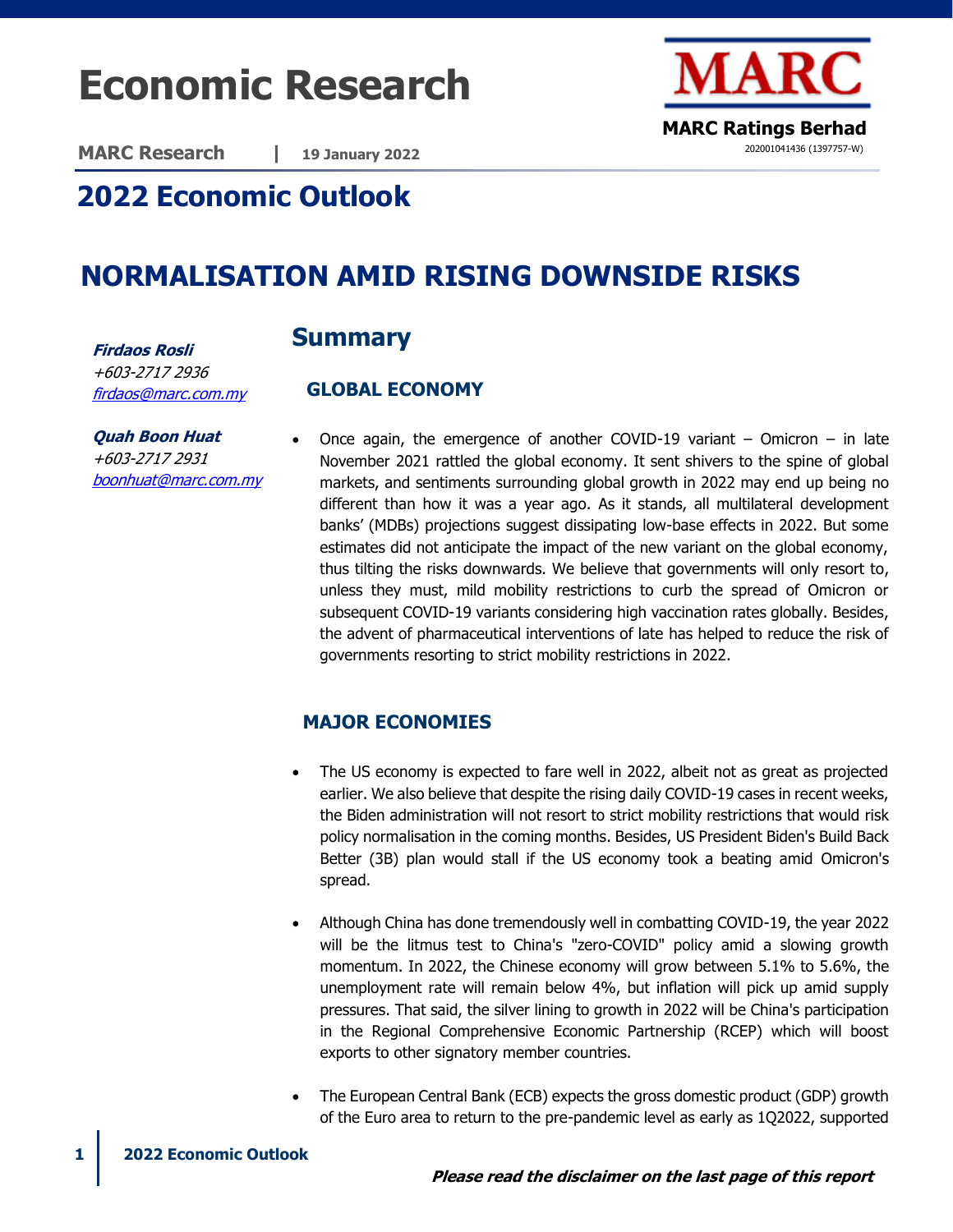# Economic Research

**MARC Research** | **19 January 2022**

**MARC Ratings Berhad**
202001041436 (1397757-W)

## 2022 Economic Outlook

# NORMALISATION AMID RISING DOWNSIDE RISKS

***Firdaos Rosli***
*+603-2717 2936*
*firdaos@marc.com.my*

***Quah Boon Huat***
*+603-2717 2931*
*boonhuat@marc.com.my*

## Summary

### GLOBAL ECONOMY

- Once again, the emergence of another COVID-19 variant – Omicron – in late November 2021 rattled the global economy. It sent shivers to the spine of global markets, and sentiments surrounding global growth in 2022 may end up being no different than how it was a year ago. As it stands, all multilateral development banks' (MDBs) projections suggest dissipating low-base effects in 2022. But some estimates did not anticipate the impact of the new variant on the global economy, thus tilting the risks downwards. We believe that governments will only resort to, unless they must, mild mobility restrictions to curb the spread of Omicron or subsequent COVID-19 variants considering high vaccination rates globally. Besides, the advent of pharmaceutical interventions of late has helped to reduce the risk of governments resorting to strict mobility restrictions in 2022.

### MAJOR ECONOMIES

- The US economy is expected to fare well in 2022, albeit not as great as projected earlier. We also believe that despite the rising daily COVID-19 cases in recent weeks, the Biden administration will not resort to strict mobility restrictions that would risk policy normalisation in the coming months. Besides, US President Biden's Build Back Better (3B) plan would stall if the US economy took a beating amid Omicron's spread.

- Although China has done tremendously well in combatting COVID-19, the year 2022 will be the litmus test to China's "zero-COVID" policy amid a slowing growth momentum. In 2022, the Chinese economy will grow between 5.1% to 5.6%, the unemployment rate will remain below 4%, but inflation will pick up amid supply pressures. That said, the silver lining to growth in 2022 will be China's participation in the Regional Comprehensive Economic Partnership (RCEP) which will boost exports to other signatory member countries.

- The European Central Bank (ECB) expects the gross domestic product (GDP) growth of the Euro area to return to the pre-pandemic level as early as 1Q2022, supported

***Please read the disclaimer on the last page of this report***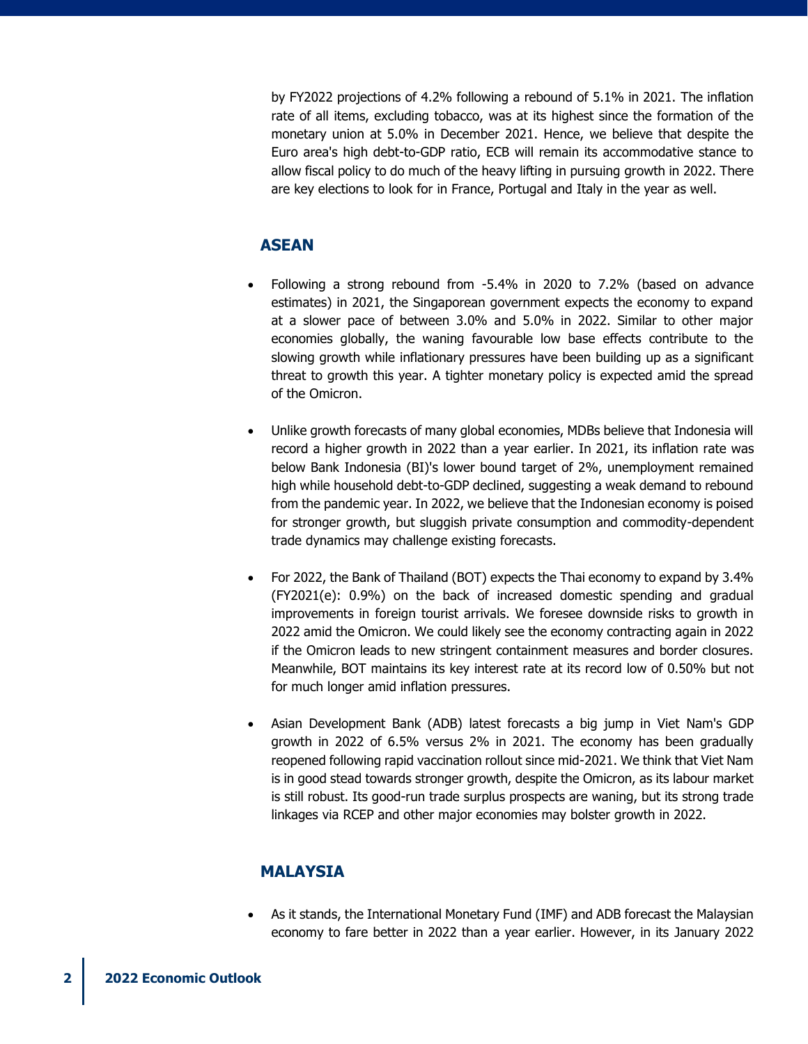by FY2022 projections of 4.2% following a rebound of 5.1% in 2021. The inflation rate of all items, excluding tobacco, was at its highest since the formation of the monetary union at 5.0% in December 2021. Hence, we believe that despite the Euro area's high debt-to-GDP ratio, ECB will remain its accommodative stance to allow fiscal policy to do much of the heavy lifting in pursuing growth in 2022. There are key elections to look for in France, Portugal and Italy in the year as well.

## ASEAN

- Following a strong rebound from -5.4% in 2020 to 7.2% (based on advance estimates) in 2021, the Singaporean government expects the economy to expand at a slower pace of between 3.0% and 5.0% in 2022. Similar to other major economies globally, the waning favourable low base effects contribute to the slowing growth while inflationary pressures have been building up as a significant threat to growth this year. A tighter monetary policy is expected amid the spread of the Omicron.

- Unlike growth forecasts of many global economies, MDBs believe that Indonesia will record a higher growth in 2022 than a year earlier. In 2021, its inflation rate was below Bank Indonesia (BI)'s lower bound target of 2%, unemployment remained high while household debt-to-GDP declined, suggesting a weak demand to rebound from the pandemic year. In 2022, we believe that the Indonesian economy is poised for stronger growth, but sluggish private consumption and commodity-dependent trade dynamics may challenge existing forecasts.

- For 2022, the Bank of Thailand (BOT) expects the Thai economy to expand by 3.4% (FY2021(e): 0.9%) on the back of increased domestic spending and gradual improvements in foreign tourist arrivals. We foresee downside risks to growth in 2022 amid the Omicron. We could likely see the economy contracting again in 2022 if the Omicron leads to new stringent containment measures and border closures. Meanwhile, BOT maintains its key interest rate at its record low of 0.50% but not for much longer amid inflation pressures.

- Asian Development Bank (ADB) latest forecasts a big jump in Viet Nam's GDP growth in 2022 of 6.5% versus 2% in 2021. The economy has been gradually reopened following rapid vaccination rollout since mid-2021. We think that Viet Nam is in good stead towards stronger growth, despite the Omicron, as its labour market is still robust. Its good-run trade surplus prospects are waning, but its strong trade linkages via RCEP and other major economies may bolster growth in 2022.

## MALAYSIA

- As it stands, the International Monetary Fund (IMF) and ADB forecast the Malaysian economy to fare better in 2022 than a year earlier. However, in its January 2022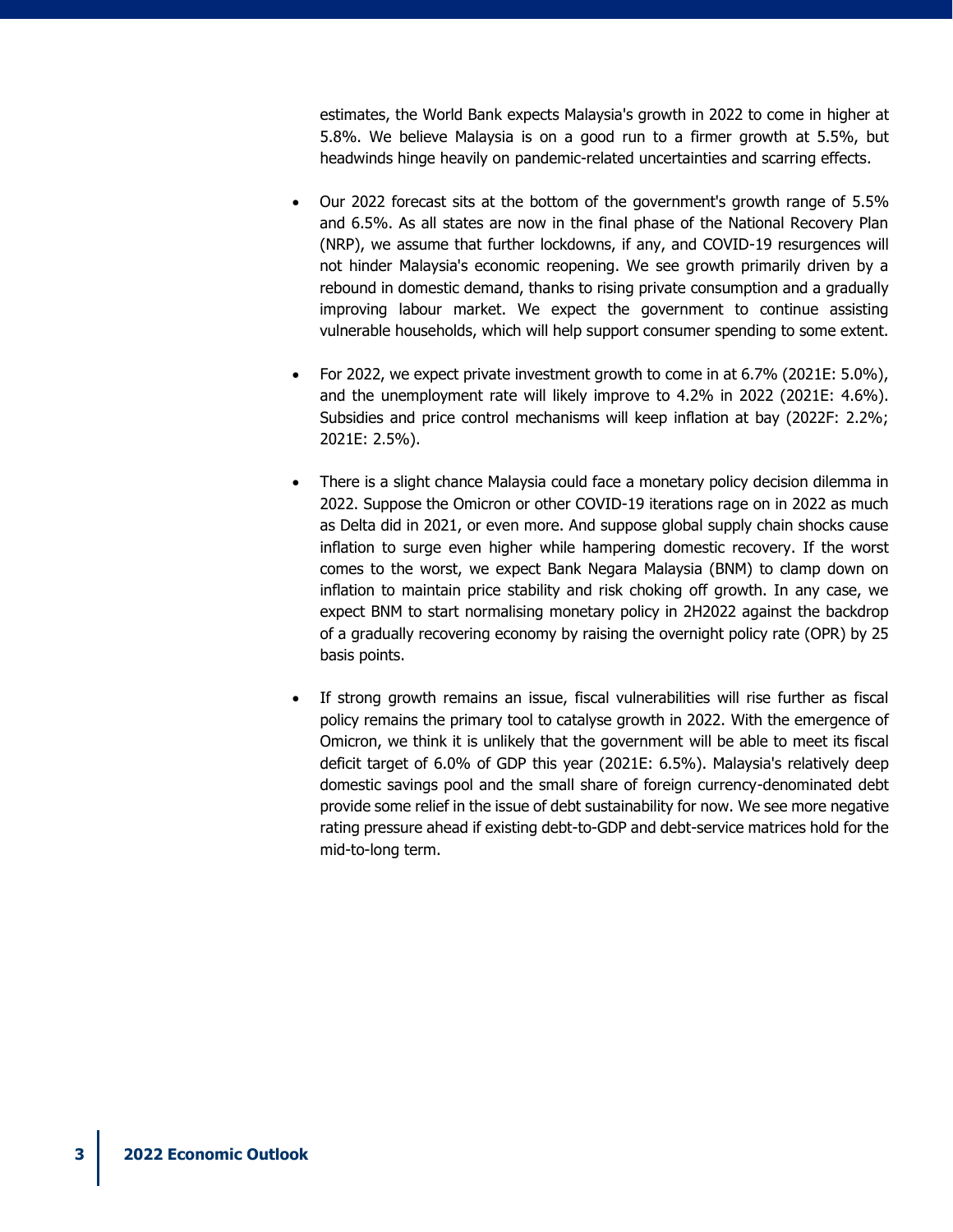estimates, the World Bank expects Malaysia's growth in 2022 to come in higher at 5.8%. We believe Malaysia is on a good run to a firmer growth at 5.5%, but headwinds hinge heavily on pandemic-related uncertainties and scarring effects.

- Our 2022 forecast sits at the bottom of the government's growth range of 5.5% and 6.5%. As all states are now in the final phase of the National Recovery Plan (NRP), we assume that further lockdowns, if any, and COVID-19 resurgences will not hinder Malaysia's economic reopening. We see growth primarily driven by a rebound in domestic demand, thanks to rising private consumption and a gradually improving labour market. We expect the government to continue assisting vulnerable households, which will help support consumer spending to some extent.

- For 2022, we expect private investment growth to come in at 6.7% (2021E: 5.0%), and the unemployment rate will likely improve to 4.2% in 2022 (2021E: 4.6%). Subsidies and price control mechanisms will keep inflation at bay (2022F: 2.2%; 2021E: 2.5%).

- There is a slight chance Malaysia could face a monetary policy decision dilemma in 2022. Suppose the Omicron or other COVID-19 iterations rage on in 2022 as much as Delta did in 2021, or even more. And suppose global supply chain shocks cause inflation to surge even higher while hampering domestic recovery. If the worst comes to the worst, we expect Bank Negara Malaysia (BNM) to clamp down on inflation to maintain price stability and risk choking off growth. In any case, we expect BNM to start normalising monetary policy in 2H2022 against the backdrop of a gradually recovering economy by raising the overnight policy rate (OPR) by 25 basis points.

- If strong growth remains an issue, fiscal vulnerabilities will rise further as fiscal policy remains the primary tool to catalyse growth in 2022. With the emergence of Omicron, we think it is unlikely that the government will be able to meet its fiscal deficit target of 6.0% of GDP this year (2021E: 6.5%). Malaysia's relatively deep domestic savings pool and the small share of foreign currency-denominated debt provide some relief in the issue of debt sustainability for now. We see more negative rating pressure ahead if existing debt-to-GDP and debt-service matrices hold for the mid-to-long term.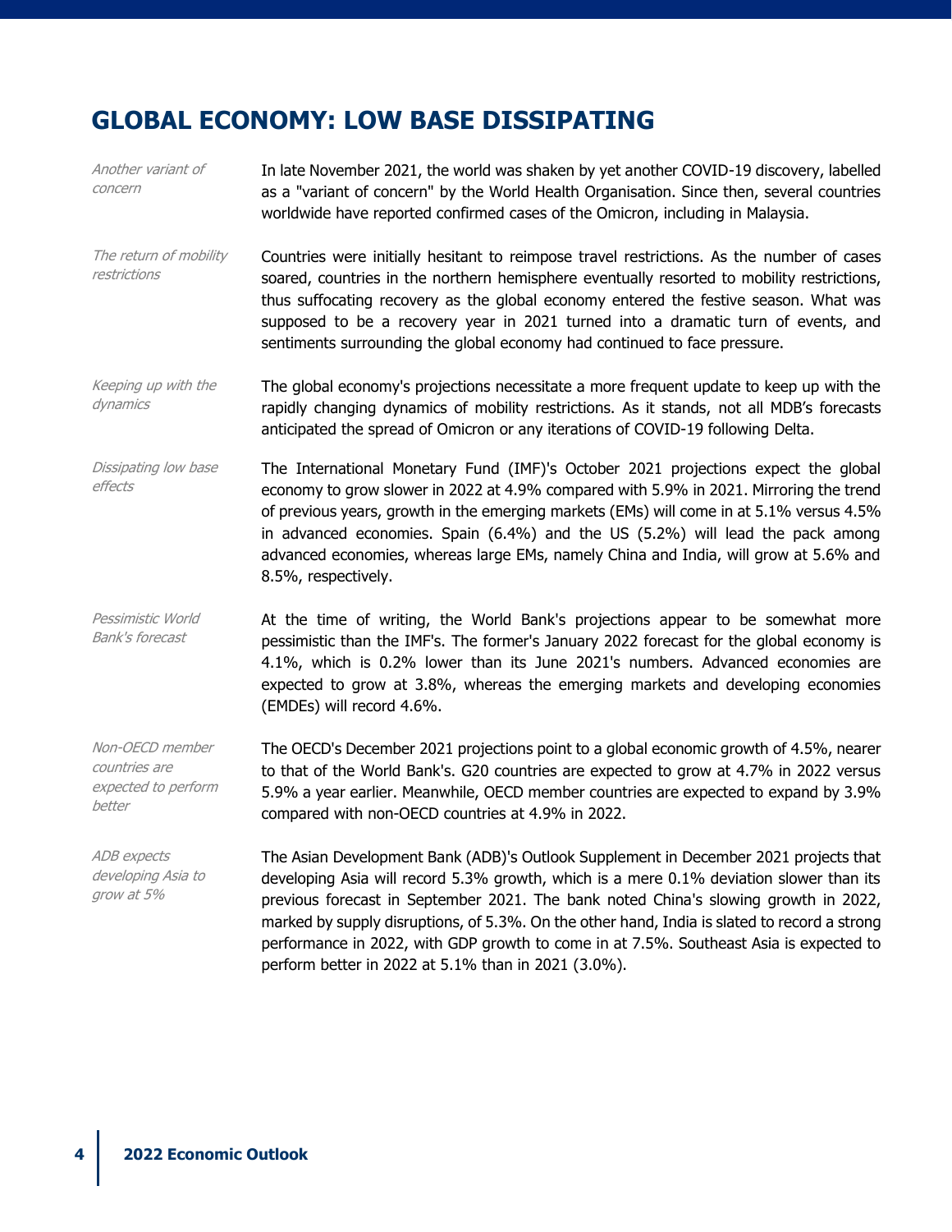# GLOBAL ECONOMY: LOW BASE DISSIPATING

*Another variant of concern*

In late November 2021, the world was shaken by yet another COVID-19 discovery, labelled as a "variant of concern" by the World Health Organisation. Since then, several countries worldwide have reported confirmed cases of the Omicron, including in Malaysia.

*The return of mobility restrictions*

Countries were initially hesitant to reimpose travel restrictions. As the number of cases soared, countries in the northern hemisphere eventually resorted to mobility restrictions, thus suffocating recovery as the global economy entered the festive season. What was supposed to be a recovery year in 2021 turned into a dramatic turn of events, and sentiments surrounding the global economy had continued to face pressure.

*Keeping up with the dynamics*

The global economy's projections necessitate a more frequent update to keep up with the rapidly changing dynamics of mobility restrictions. As it stands, not all MDB's forecasts anticipated the spread of Omicron or any iterations of COVID-19 following Delta.

*Dissipating low base effects*

The International Monetary Fund (IMF)'s October 2021 projections expect the global economy to grow slower in 2022 at 4.9% compared with 5.9% in 2021. Mirroring the trend of previous years, growth in the emerging markets (EMs) will come in at 5.1% versus 4.5% in advanced economies. Spain (6.4%) and the US (5.2%) will lead the pack among advanced economies, whereas large EMs, namely China and India, will grow at 5.6% and 8.5%, respectively.

*Pessimistic World Bank's forecast*

At the time of writing, the World Bank's projections appear to be somewhat more pessimistic than the IMF's. The former's January 2022 forecast for the global economy is 4.1%, which is 0.2% lower than its June 2021's numbers. Advanced economies are expected to grow at 3.8%, whereas the emerging markets and developing economies (EMDEs) will record 4.6%.

*Non-OECD member countries are expected to perform better*

The OECD's December 2021 projections point to a global economic growth of 4.5%, nearer to that of the World Bank's. G20 countries are expected to grow at 4.7% in 2022 versus 5.9% a year earlier. Meanwhile, OECD member countries are expected to expand by 3.9% compared with non-OECD countries at 4.9% in 2022.

*ADB expects developing Asia to grow at 5%*

The Asian Development Bank (ADB)'s Outlook Supplement in December 2021 projects that developing Asia will record 5.3% growth, which is a mere 0.1% deviation slower than its previous forecast in September 2021. The bank noted China's slowing growth in 2022, marked by supply disruptions, of 5.3%. On the other hand, India is slated to record a strong performance in 2022, with GDP growth to come in at 7.5%. Southeast Asia is expected to perform better in 2022 at 5.1% than in 2021 (3.0%).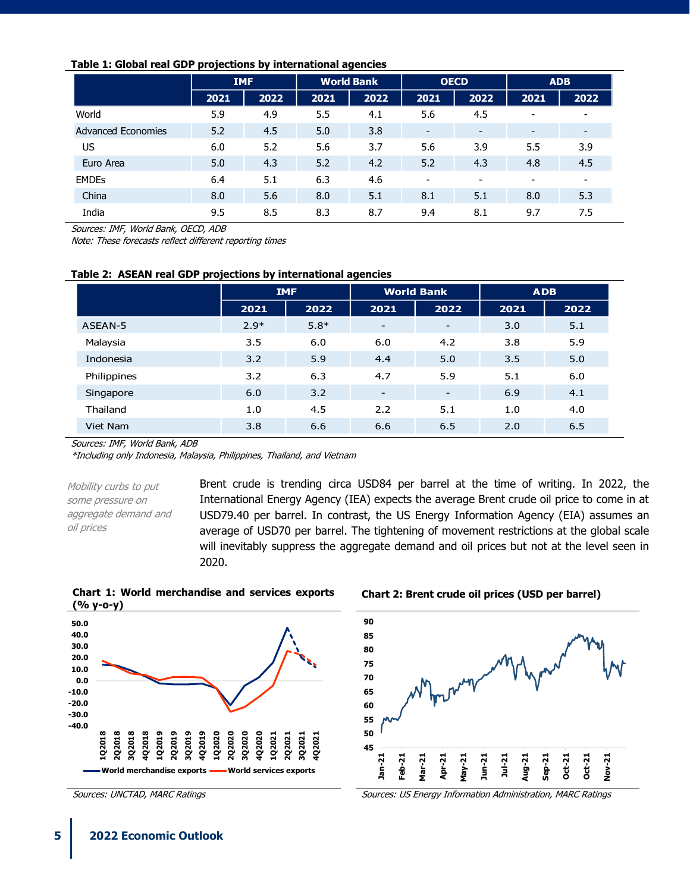**Table 1: Global real GDP projections by international agencies**

| | IMF | | World Bank | | OECD | | ADB | |
|---|---|---|---|---|---|---|---|---|
| | 2021 | 2022 | 2021 | 2022 | 2021 | 2022 | 2021 | 2022 |
| World | 5.9 | 4.9 | 5.5 | 4.1 | 5.6 | 4.5 | - | - |
| Advanced Economies | 5.2 | 4.5 | 5.0 | 3.8 | - | - | - | - |
| US | 6.0 | 5.2 | 5.6 | 3.7 | 5.6 | 3.9 | 5.5 | 3.9 |
| Euro Area | 5.0 | 4.3 | 5.2 | 4.2 | 5.2 | 4.3 | 4.8 | 4.5 |
| EMDEs | 6.4 | 5.1 | 6.3 | 4.6 | - | - | - | - |
| China | 8.0 | 5.6 | 8.0 | 5.1 | 8.1 | 5.1 | 8.0 | 5.3 |
| India | 9.5 | 8.5 | 8.3 | 8.7 | 9.4 | 8.1 | 9.7 | 7.5 |

*Sources: IMF, World Bank, OECD, ADB*
*Note: These forecasts reflect different reporting times*

**Table 2: ASEAN real GDP projections by international agencies**

| | IMF | | World Bank | | ADB | |
|---|---|---|---|---|---|---|
| | 2021 | 2022 | 2021 | 2022 | 2021 | 2022 |
| ASEAN-5 | 2.9* | 5.8* | - | - | 3.0 | 5.1 |
| Malaysia | 3.5 | 6.0 | 6.0 | 4.2 | 3.8 | 5.9 |
| Indonesia | 3.2 | 5.9 | 4.4 | 5.0 | 3.5 | 5.0 |
| Philippines | 3.2 | 6.3 | 4.7 | 5.9 | 5.1 | 6.0 |
| Singapore | 6.0 | 3.2 | - | - | 6.9 | 4.1 |
| Thailand | 1.0 | 4.5 | 2.2 | 5.1 | 1.0 | 4.0 |
| Viet Nam | 3.8 | 6.6 | 6.6 | 6.5 | 2.0 | 6.5 |

*Sources: IMF, World Bank, ADB*
**Including only Indonesia, Malaysia, Philippines, Thailand, and Vietnam*

*Mobility curbs to put some pressure on aggregate demand and oil prices*

Brent crude is trending circa USD84 per barrel at the time of writing. In 2022, the International Energy Agency (IEA) expects the average Brent crude oil price to come in at USD79.40 per barrel. In contrast, the US Energy Information Agency (EIA) assumes an average of USD70 per barrel. The tightening of movement restrictions at the global scale will inevitably suppress the aggregate demand and oil prices but not at the level seen in 2020.

**Chart 1: World merchandise and services exports (% y-o-y)**

*Sources: UNCTAD, MARC Ratings*

**Chart 2: Brent crude oil prices (USD per barrel)**

*Sources: US Energy Information Administration, MARC Ratings*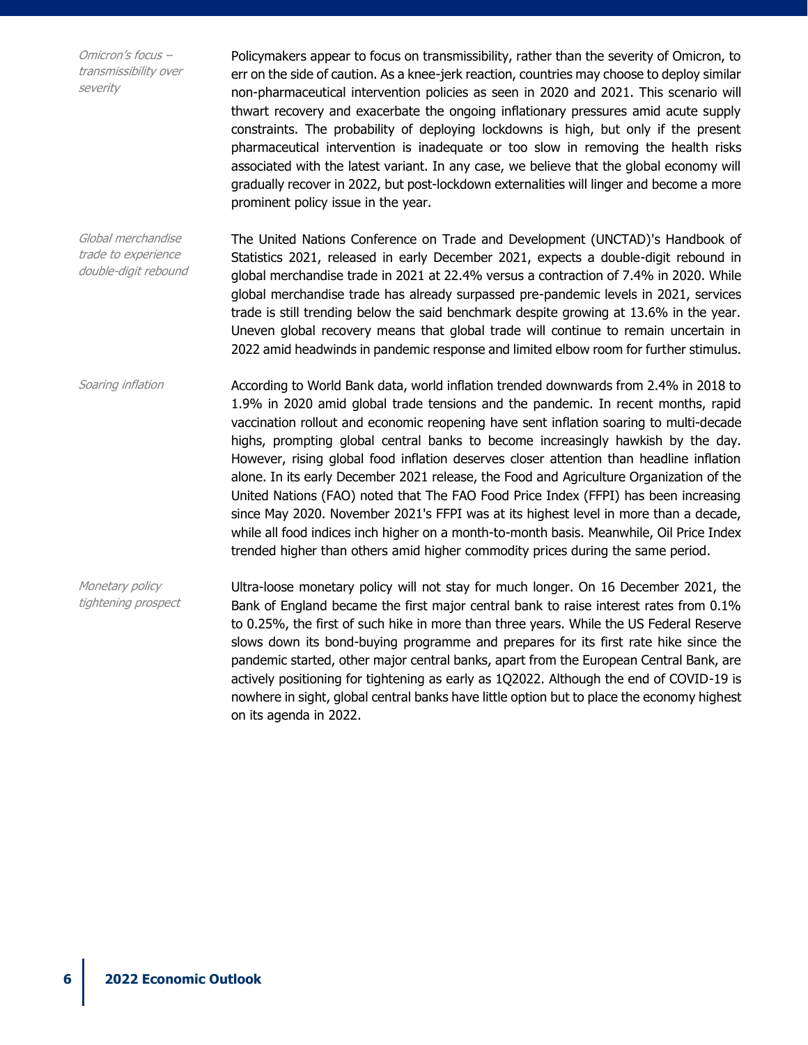*Omicron's focus – transmissibility over severity*

Policymakers appear to focus on transmissibility, rather than the severity of Omicron, to err on the side of caution. As a knee-jerk reaction, countries may choose to deploy similar non-pharmaceutical intervention policies as seen in 2020 and 2021. This scenario will thwart recovery and exacerbate the ongoing inflationary pressures amid acute supply constraints. The probability of deploying lockdowns is high, but only if the present pharmaceutical intervention is inadequate or too slow in removing the health risks associated with the latest variant. In any case, we believe that the global economy will gradually recover in 2022, but post-lockdown externalities will linger and become a more prominent policy issue in the year.

*Global merchandise trade to experience double-digit rebound*

The United Nations Conference on Trade and Development (UNCTAD)'s Handbook of Statistics 2021, released in early December 2021, expects a double-digit rebound in global merchandise trade in 2021 at 22.4% versus a contraction of 7.4% in 2020. While global merchandise trade has already surpassed pre-pandemic levels in 2021, services trade is still trending below the said benchmark despite growing at 13.6% in the year. Uneven global recovery means that global trade will continue to remain uncertain in 2022 amid headwinds in pandemic response and limited elbow room for further stimulus.

*Soaring inflation*

According to World Bank data, world inflation trended downwards from 2.4% in 2018 to 1.9% in 2020 amid global trade tensions and the pandemic. In recent months, rapid vaccination rollout and economic reopening have sent inflation soaring to multi-decade highs, prompting global central banks to become increasingly hawkish by the day. However, rising global food inflation deserves closer attention than headline inflation alone. In its early December 2021 release, the Food and Agriculture Organization of the United Nations (FAO) noted that The FAO Food Price Index (FFPI) has been increasing since May 2020. November 2021's FFPI was at its highest level in more than a decade, while all food indices inch higher on a month-to-month basis. Meanwhile, Oil Price Index trended higher than others amid higher commodity prices during the same period.

*Monetary policy tightening prospect*

Ultra-loose monetary policy will not stay for much longer. On 16 December 2021, the Bank of England became the first major central bank to raise interest rates from 0.1% to 0.25%, the first of such hike in more than three years. While the US Federal Reserve slows down its bond-buying programme and prepares for its first rate hike since the pandemic started, other major central banks, apart from the European Central Bank, are actively positioning for tightening as early as 1Q2022. Although the end of COVID-19 is nowhere in sight, global central banks have little option but to place the economy highest on its agenda in 2022.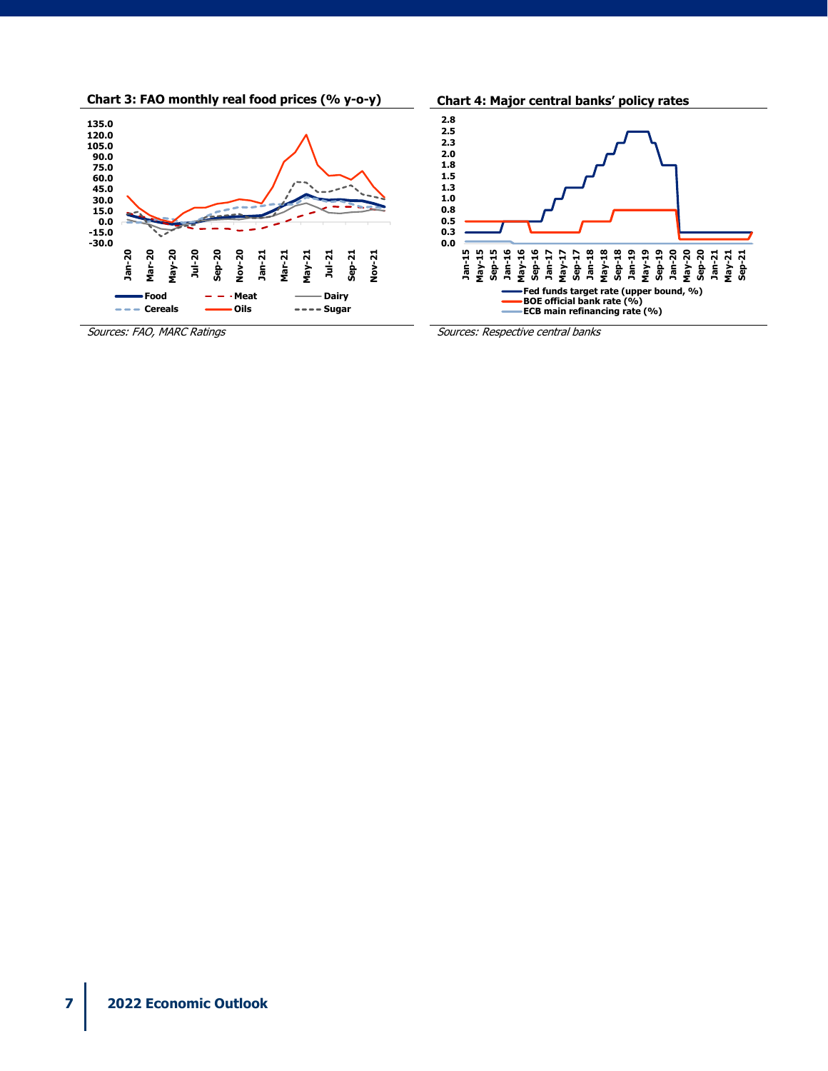**Chart 3: FAO monthly real food prices (% y-o-y)**

*Sources: FAO, MARC Ratings*

**Chart 4: Major central banks' policy rates**

*Sources: Respective central banks*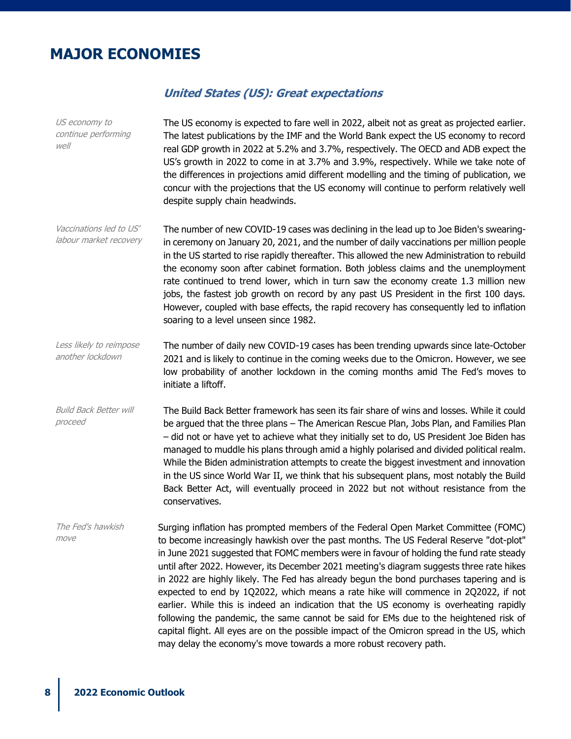# MAJOR ECONOMIES

## *United States (US): Great expectations*

*US economy to continue performing well*

The US economy is expected to fare well in 2022, albeit not as great as projected earlier. The latest publications by the IMF and the World Bank expect the US economy to record real GDP growth in 2022 at 5.2% and 3.7%, respectively. The OECD and ADB expect the US's growth in 2022 to come in at 3.7% and 3.9%, respectively. While we take note of the differences in projections amid different modelling and the timing of publication, we concur with the projections that the US economy will continue to perform relatively well despite supply chain headwinds.

*Vaccinations led to US' labour market recovery*

The number of new COVID-19 cases was declining in the lead up to Joe Biden's swearing-in ceremony on January 20, 2021, and the number of daily vaccinations per million people in the US started to rise rapidly thereafter. This allowed the new Administration to rebuild the economy soon after cabinet formation. Both jobless claims and the unemployment rate continued to trend lower, which in turn saw the economy create 1.3 million new jobs, the fastest job growth on record by any past US President in the first 100 days. However, coupled with base effects, the rapid recovery has consequently led to inflation soaring to a level unseen since 1982.

*Less likely to reimpose another lockdown*

The number of daily new COVID-19 cases has been trending upwards since late-October 2021 and is likely to continue in the coming weeks due to the Omicron. However, we see low probability of another lockdown in the coming months amid The Fed's moves to initiate a liftoff.

*Build Back Better will proceed*

The Build Back Better framework has seen its fair share of wins and losses. While it could be argued that the three plans – The American Rescue Plan, Jobs Plan, and Families Plan – did not or have yet to achieve what they initially set to do, US President Joe Biden has managed to muddle his plans through amid a highly polarised and divided political realm. While the Biden administration attempts to create the biggest investment and innovation in the US since World War II, we think that his subsequent plans, most notably the Build Back Better Act, will eventually proceed in 2022 but not without resistance from the conservatives.

*The Fed's hawkish move*

Surging inflation has prompted members of the Federal Open Market Committee (FOMC) to become increasingly hawkish over the past months. The US Federal Reserve "dot-plot" in June 2021 suggested that FOMC members were in favour of holding the fund rate steady until after 2022. However, its December 2021 meeting's diagram suggests three rate hikes in 2022 are highly likely. The Fed has already begun the bond purchases tapering and is expected to end by 1Q2022, which means a rate hike will commence in 2Q2022, if not earlier. While this is indeed an indication that the US economy is overheating rapidly following the pandemic, the same cannot be said for EMs due to the heightened risk of capital flight. All eyes are on the possible impact of the Omicron spread in the US, which may delay the economy's move towards a more robust recovery path.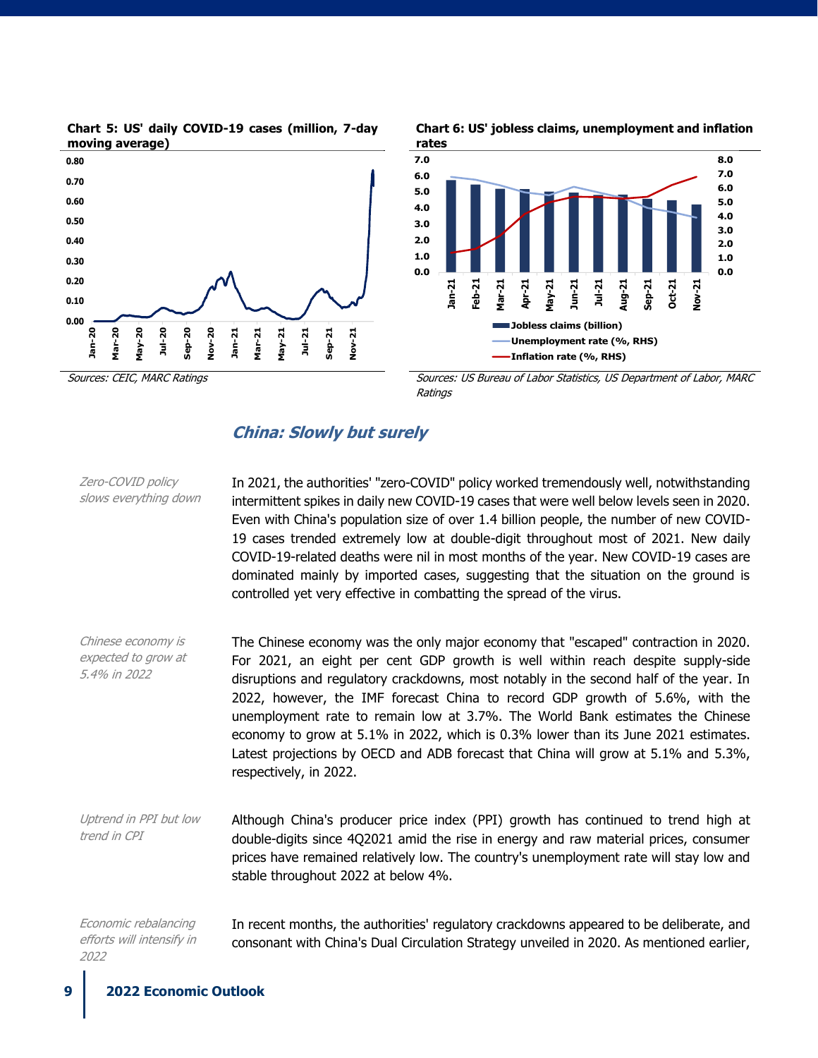**Chart 5: US' daily COVID-19 cases (million, 7-day moving average)**

Sources: CEIC, MARC Ratings

**Chart 6: US' jobless claims, unemployment and inflation rates**

Sources: US Bureau of Labor Statistics, US Department of Labor, MARC Ratings

## *China: Slowly but surely*

*Zero-COVID policy slows everything down*

In 2021, the authorities' "zero-COVID" policy worked tremendously well, notwithstanding intermittent spikes in daily new COVID-19 cases that were well below levels seen in 2020. Even with China's population size of over 1.4 billion people, the number of new COVID-19 cases trended extremely low at double-digit throughout most of 2021. New daily COVID-19-related deaths were nil in most months of the year. New COVID-19 cases are dominated mainly by imported cases, suggesting that the situation on the ground is controlled yet very effective in combatting the spread of the virus.

*Chinese economy is expected to grow at 5.4% in 2022*

The Chinese economy was the only major economy that "escaped" contraction in 2020. For 2021, an eight per cent GDP growth is well within reach despite supply-side disruptions and regulatory crackdowns, most notably in the second half of the year. In 2022, however, the IMF forecast China to record GDP growth of 5.6%, with the unemployment rate to remain low at 3.7%. The World Bank estimates the Chinese economy to grow at 5.1% in 2022, which is 0.3% lower than its June 2021 estimates. Latest projections by OECD and ADB forecast that China will grow at 5.1% and 5.3%, respectively, in 2022.

*Uptrend in PPI but low trend in CPI*

Although China's producer price index (PPI) growth has continued to trend high at double-digits since 4Q2021 amid the rise in energy and raw material prices, consumer prices have remained relatively low. The country's unemployment rate will stay low and stable throughout 2022 at below 4%.

*Economic rebalancing efforts will intensify in 2022*

In recent months, the authorities' regulatory crackdowns appeared to be deliberate, and consonant with China's Dual Circulation Strategy unveiled in 2020. As mentioned earlier,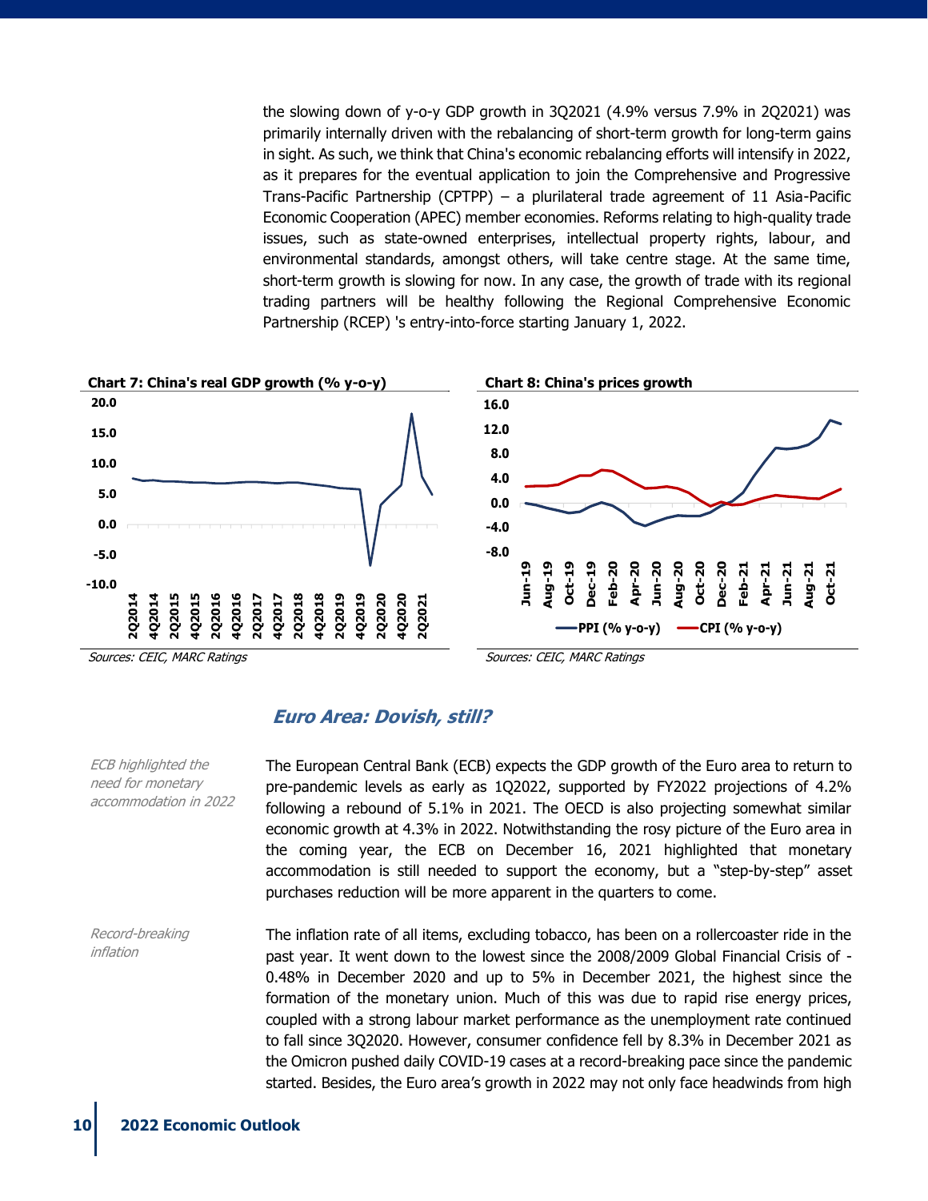the slowing down of y-o-y GDP growth in 3Q2021 (4.9% versus 7.9% in 2Q2021) was primarily internally driven with the rebalancing of short-term growth for long-term gains in sight. As such, we think that China's economic rebalancing efforts will intensify in 2022, as it prepares for the eventual application to join the Comprehensive and Progressive Trans-Pacific Partnership (CPTPP) – a plurilateral trade agreement of 11 Asia-Pacific Economic Cooperation (APEC) member economies. Reforms relating to high-quality trade issues, such as state-owned enterprises, intellectual property rights, labour, and environmental standards, amongst others, will take centre stage. At the same time, short-term growth is slowing for now. In any case, the growth of trade with its regional trading partners will be healthy following the Regional Comprehensive Economic Partnership (RCEP) 's entry-into-force starting January 1, 2022.

**Chart 7: China's real GDP growth (% y-o-y)**

*Sources: CEIC, MARC Ratings*

**Chart 8: China's prices growth**

*Sources: CEIC, MARC Ratings*

## *Euro Area: Dovish, still?*

*ECB highlighted the need for monetary accommodation in 2022*

The European Central Bank (ECB) expects the GDP growth of the Euro area to return to pre-pandemic levels as early as 1Q2022, supported by FY2022 projections of 4.2% following a rebound of 5.1% in 2021. The OECD is also projecting somewhat similar economic growth at 4.3% in 2022. Notwithstanding the rosy picture of the Euro area in the coming year, the ECB on December 16, 2021 highlighted that monetary accommodation is still needed to support the economy, but a "step-by-step" asset purchases reduction will be more apparent in the quarters to come.

*Record-breaking inflation*

The inflation rate of all items, excluding tobacco, has been on a rollercoaster ride in the past year. It went down to the lowest since the 2008/2009 Global Financial Crisis of -0.48% in December 2020 and up to 5% in December 2021, the highest since the formation of the monetary union. Much of this was due to rapid rise energy prices, coupled with a strong labour market performance as the unemployment rate continued to fall since 3Q2020. However, consumer confidence fell by 8.3% in December 2021 as the Omicron pushed daily COVID-19 cases at a record-breaking pace since the pandemic started. Besides, the Euro area's growth in 2022 may not only face headwinds from high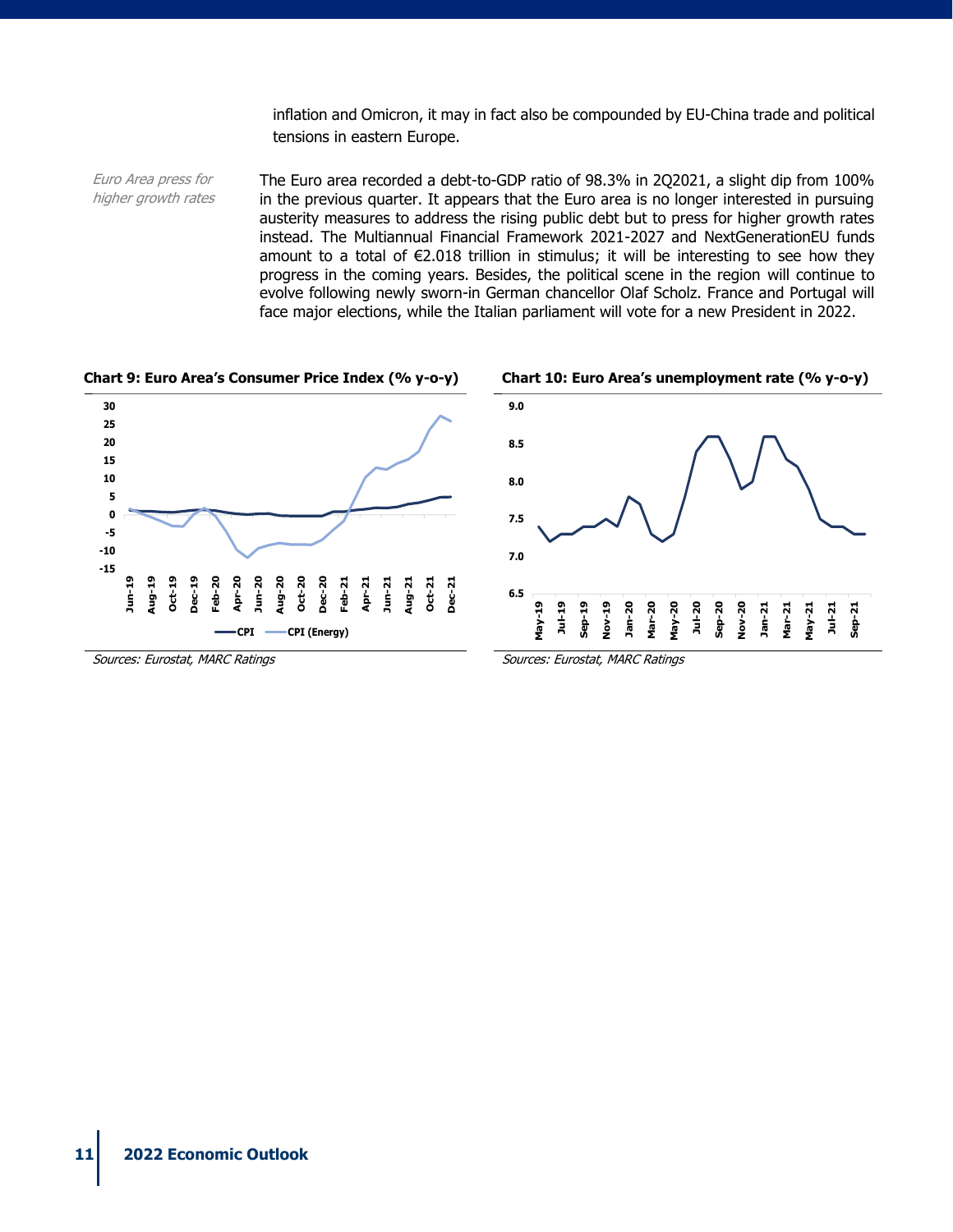inflation and Omicron, it may in fact also be compounded by EU-China trade and political tensions in eastern Europe.

*Euro Area press for higher growth rates*

The Euro area recorded a debt-to-GDP ratio of 98.3% in 2Q2021, a slight dip from 100% in the previous quarter. It appears that the Euro area is no longer interested in pursuing austerity measures to address the rising public debt but to press for higher growth rates instead. The Multiannual Financial Framework 2021-2027 and NextGenerationEU funds amount to a total of €2.018 trillion in stimulus; it will be interesting to see how they progress in the coming years. Besides, the political scene in the region will continue to evolve following newly sworn-in German chancellor Olaf Scholz. France and Portugal will face major elections, while the Italian parliament will vote for a new President in 2022.

**Chart 9: Euro Area's Consumer Price Index (% y-o-y)**

*Sources: Eurostat, MARC Ratings*

**Chart 10: Euro Area's unemployment rate (% y-o-y)**

*Sources: Eurostat, MARC Ratings*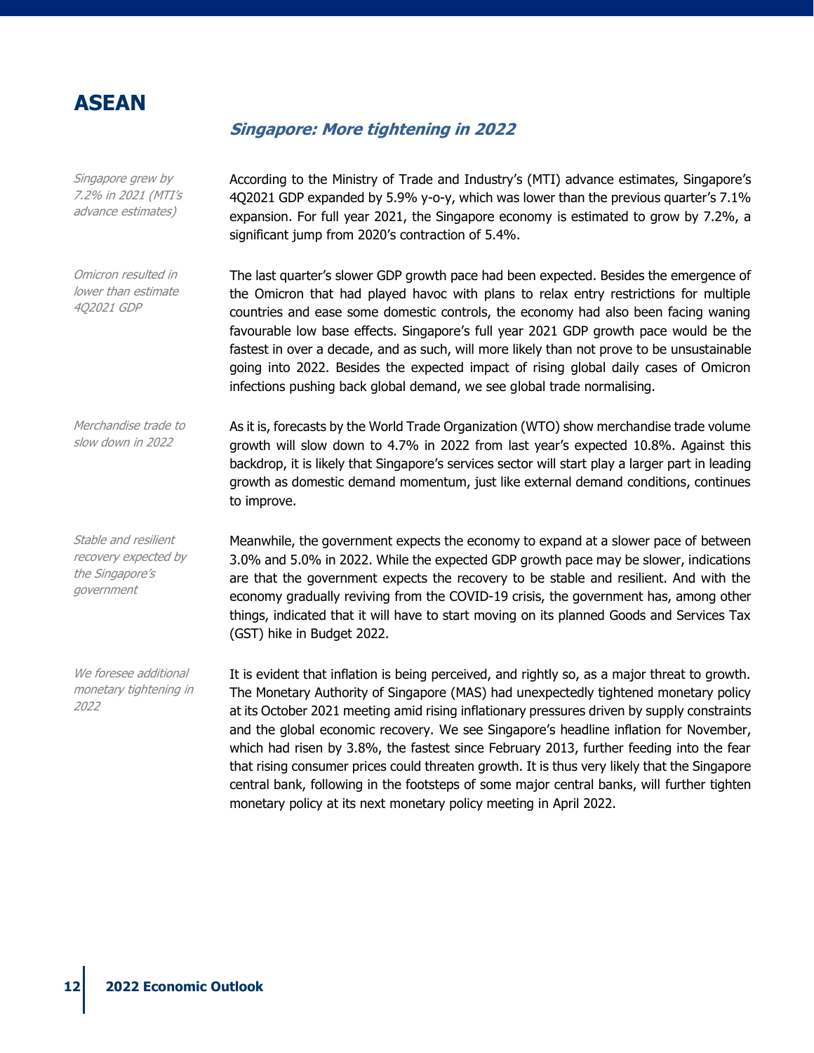# ASEAN

## *Singapore: More tightening in 2022*

*Singapore grew by 7.2% in 2021 (MTI's advance estimates)*

According to the Ministry of Trade and Industry's (MTI) advance estimates, Singapore's 4Q2021 GDP expanded by 5.9% y-o-y, which was lower than the previous quarter's 7.1% expansion. For full year 2021, the Singapore economy is estimated to grow by 7.2%, a significant jump from 2020's contraction of 5.4%.

*Omicron resulted in lower than estimate 4Q2021 GDP*

The last quarter's slower GDP growth pace had been expected. Besides the emergence of the Omicron that had played havoc with plans to relax entry restrictions for multiple countries and ease some domestic controls, the economy had also been facing waning favourable low base effects. Singapore's full year 2021 GDP growth pace would be the fastest in over a decade, and as such, will more likely than not prove to be unsustainable going into 2022. Besides the expected impact of rising global daily cases of Omicron infections pushing back global demand, we see global trade normalising.

*Merchandise trade to slow down in 2022*

As it is, forecasts by the World Trade Organization (WTO) show merchandise trade volume growth will slow down to 4.7% in 2022 from last year's expected 10.8%. Against this backdrop, it is likely that Singapore's services sector will start play a larger part in leading growth as domestic demand momentum, just like external demand conditions, continues to improve.

*Stable and resilient recovery expected by the Singapore's government*

Meanwhile, the government expects the economy to expand at a slower pace of between 3.0% and 5.0% in 2022. While the expected GDP growth pace may be slower, indications are that the government expects the recovery to be stable and resilient. And with the economy gradually reviving from the COVID-19 crisis, the government has, among other things, indicated that it will have to start moving on its planned Goods and Services Tax (GST) hike in Budget 2022.

*We foresee additional monetary tightening in 2022*

It is evident that inflation is being perceived, and rightly so, as a major threat to growth. The Monetary Authority of Singapore (MAS) had unexpectedly tightened monetary policy at its October 2021 meeting amid rising inflationary pressures driven by supply constraints and the global economic recovery. We see Singapore's headline inflation for November, which had risen by 3.8%, the fastest since February 2013, further feeding into the fear that rising consumer prices could threaten growth. It is thus very likely that the Singapore central bank, following in the footsteps of some major central banks, will further tighten monetary policy at its next monetary policy meeting in April 2022.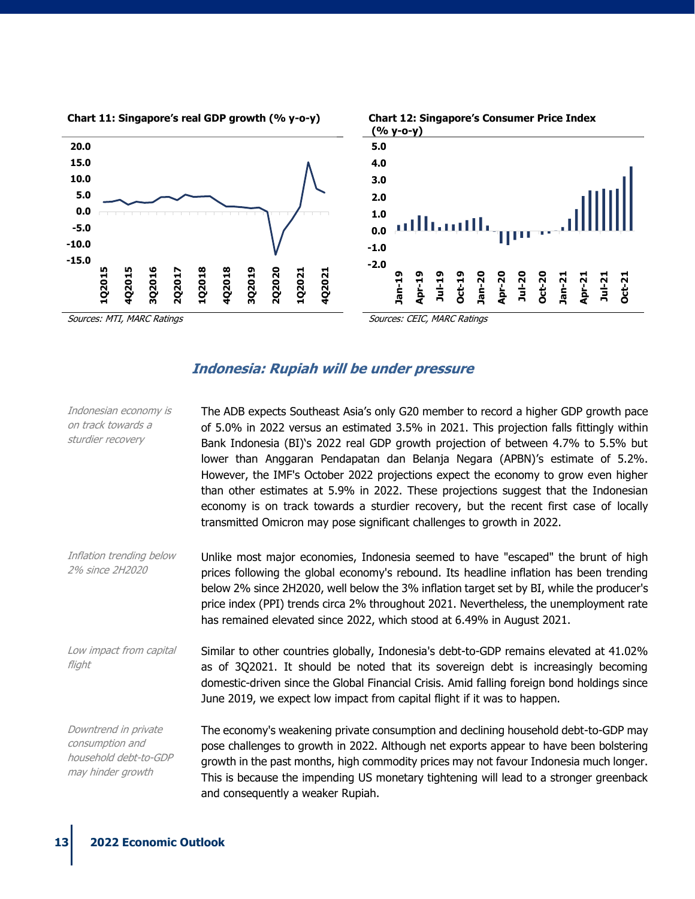**Chart 11: Singapore's real GDP growth (% y-o-y)**

Sources: MTI, MARC Ratings

**Chart 12: Singapore's Consumer Price Index (% y-o-y)**

Sources: CEIC, MARC Ratings

## *Indonesia: Rupiah will be under pressure*

*Indonesian economy is on track towards a sturdier recovery*

The ADB expects Southeast Asia's only G20 member to record a higher GDP growth pace of 5.0% in 2022 versus an estimated 3.5% in 2021. This projection falls fittingly within Bank Indonesia (BI)'s 2022 real GDP growth projection of between 4.7% to 5.5% but lower than Anggaran Pendapatan dan Belanja Negara (APBN)'s estimate of 5.2%. However, the IMF's October 2022 projections expect the economy to grow even higher than other estimates at 5.9% in 2022. These projections suggest that the Indonesian economy is on track towards a sturdier recovery, but the recent first case of locally transmitted Omicron may pose significant challenges to growth in 2022.

*Inflation trending below 2% since 2H2020*

Unlike most major economies, Indonesia seemed to have "escaped" the brunt of high prices following the global economy's rebound. Its headline inflation has been trending below 2% since 2H2020, well below the 3% inflation target set by BI, while the producer's price index (PPI) trends circa 2% throughout 2021. Nevertheless, the unemployment rate has remained elevated since 2022, which stood at 6.49% in August 2021.

*Low impact from capital flight*

Similar to other countries globally, Indonesia's debt-to-GDP remains elevated at 41.02% as of 3Q2021. It should be noted that its sovereign debt is increasingly becoming domestic-driven since the Global Financial Crisis. Amid falling foreign bond holdings since June 2019, we expect low impact from capital flight if it was to happen.

*Downtrend in private consumption and household debt-to-GDP may hinder growth*

The economy's weakening private consumption and declining household debt-to-GDP may pose challenges to growth in 2022. Although net exports appear to have been bolstering growth in the past months, high commodity prices may not favour Indonesia much longer. This is because the impending US monetary tightening will lead to a stronger greenback and consequently a weaker Rupiah.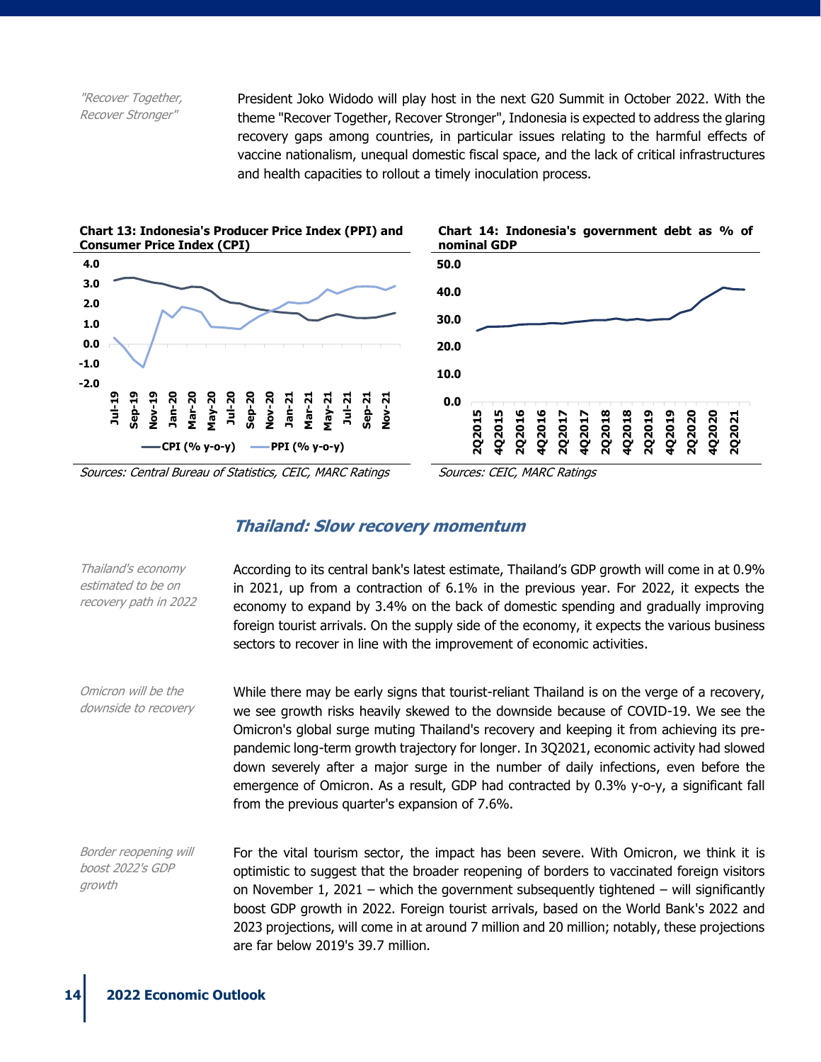*"Recover Together, Recover Stronger"*

President Joko Widodo will play host in the next G20 Summit in October 2022. With the theme "Recover Together, Recover Stronger", Indonesia is expected to address the glaring recovery gaps among countries, in particular issues relating to the harmful effects of vaccine nationalism, unequal domestic fiscal space, and the lack of critical infrastructures and health capacities to rollout a timely inoculation process.

**Chart 13: Indonesia's Producer Price Index (PPI) and Consumer Price Index (CPI)**

*Sources: Central Bureau of Statistics, CEIC, MARC Ratings*

**Chart 14: Indonesia's government debt as % of nominal GDP**

*Sources: CEIC, MARC Ratings*

## *Thailand: Slow recovery momentum*

*Thailand's economy estimated to be on recovery path in 2022*

According to its central bank's latest estimate, Thailand's GDP growth will come in at 0.9% in 2021, up from a contraction of 6.1% in the previous year. For 2022, it expects the economy to expand by 3.4% on the back of domestic spending and gradually improving foreign tourist arrivals. On the supply side of the economy, it expects the various business sectors to recover in line with the improvement of economic activities.

*Omicron will be the downside to recovery*

While there may be early signs that tourist-reliant Thailand is on the verge of a recovery, we see growth risks heavily skewed to the downside because of COVID-19. We see the Omicron's global surge muting Thailand's recovery and keeping it from achieving its pre-pandemic long-term growth trajectory for longer. In 3Q2021, economic activity had slowed down severely after a major surge in the number of daily infections, even before the emergence of Omicron. As a result, GDP had contracted by 0.3% y-o-y, a significant fall from the previous quarter's expansion of 7.6%.

*Border reopening will boost 2022's GDP growth*

For the vital tourism sector, the impact has been severe. With Omicron, we think it is optimistic to suggest that the broader reopening of borders to vaccinated foreign visitors on November 1, 2021 – which the government subsequently tightened – will significantly boost GDP growth in 2022. Foreign tourist arrivals, based on the World Bank's 2022 and 2023 projections, will come in at around 7 million and 20 million; notably, these projections are far below 2019's 39.7 million.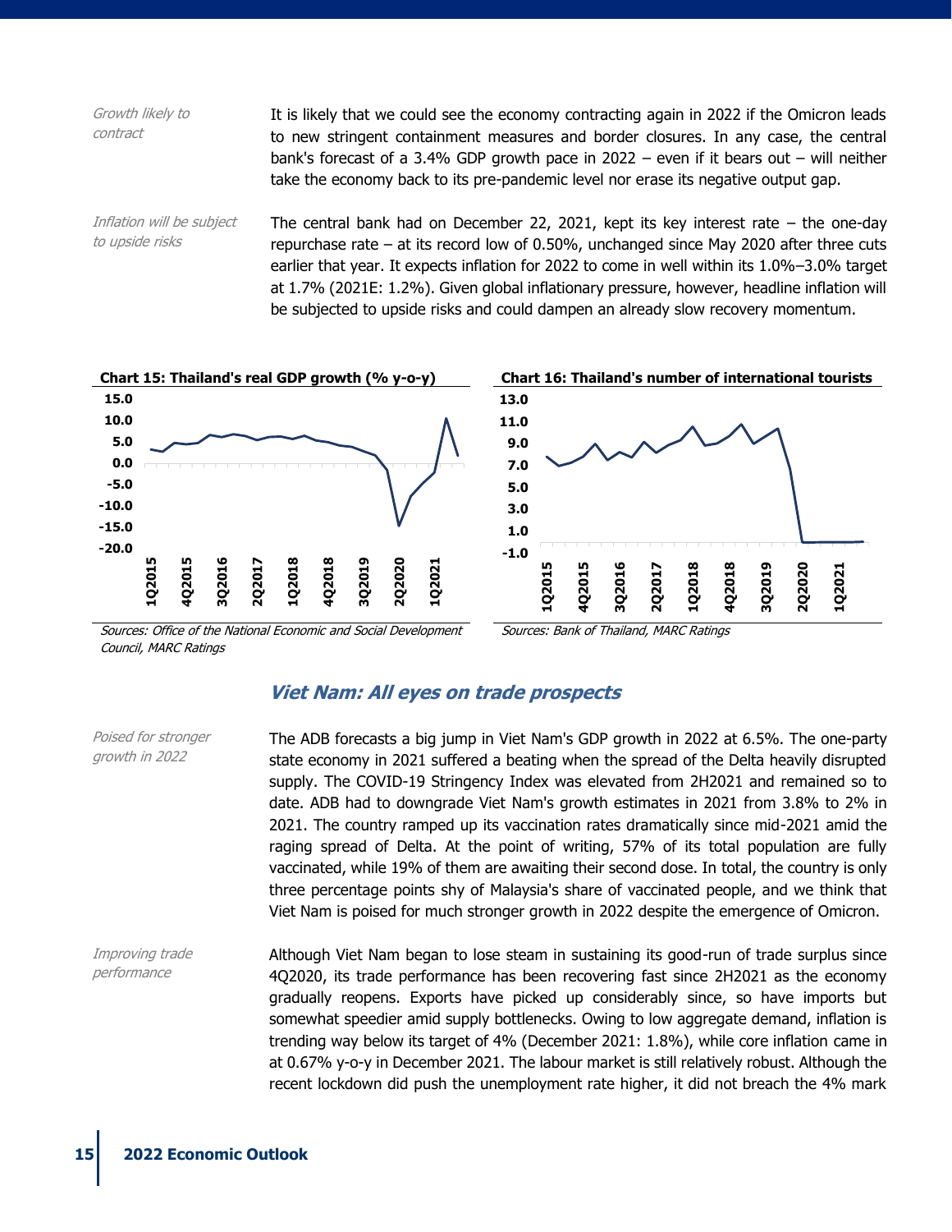*Growth likely to contract*

It is likely that we could see the economy contracting again in 2022 if the Omicron leads to new stringent containment measures and border closures. In any case, the central bank's forecast of a 3.4% GDP growth pace in 2022 – even if it bears out – will neither take the economy back to its pre-pandemic level nor erase its negative output gap.

*Inflation will be subject to upside risks*

The central bank had on December 22, 2021, kept its key interest rate – the one-day repurchase rate – at its record low of 0.50%, unchanged since May 2020 after three cuts earlier that year. It expects inflation for 2022 to come in well within its 1.0%–3.0% target at 1.7% (2021E: 1.2%). Given global inflationary pressure, however, headline inflation will be subjected to upside risks and could dampen an already slow recovery momentum.

**Chart 15: Thailand's real GDP growth (% y-o-y)**

*Sources: Office of the National Economic and Social Development Council, MARC Ratings*

**Chart 16: Thailand's number of international tourists**

*Sources: Bank of Thailand, MARC Ratings*

## Viet Nam: All eyes on trade prospects

*Poised for stronger growth in 2022*

The ADB forecasts a big jump in Viet Nam's GDP growth in 2022 at 6.5%. The one-party state economy in 2021 suffered a beating when the spread of the Delta heavily disrupted supply. The COVID-19 Stringency Index was elevated from 2H2021 and remained so to date. ADB had to downgrade Viet Nam's growth estimates in 2021 from 3.8% to 2% in 2021. The country ramped up its vaccination rates dramatically since mid-2021 amid the raging spread of Delta. At the point of writing, 57% of its total population are fully vaccinated, while 19% of them are awaiting their second dose. In total, the country is only three percentage points shy of Malaysia's share of vaccinated people, and we think that Viet Nam is poised for much stronger growth in 2022 despite the emergence of Omicron.

*Improving trade performance*

Although Viet Nam began to lose steam in sustaining its good-run of trade surplus since 4Q2020, its trade performance has been recovering fast since 2H2021 as the economy gradually reopens. Exports have picked up considerably since, so have imports but somewhat speedier amid supply bottlenecks. Owing to low aggregate demand, inflation is trending way below its target of 4% (December 2021: 1.8%), while core inflation came in at 0.67% y-o-y in December 2021. The labour market is still relatively robust. Although the recent lockdown did push the unemployment rate higher, it did not breach the 4% mark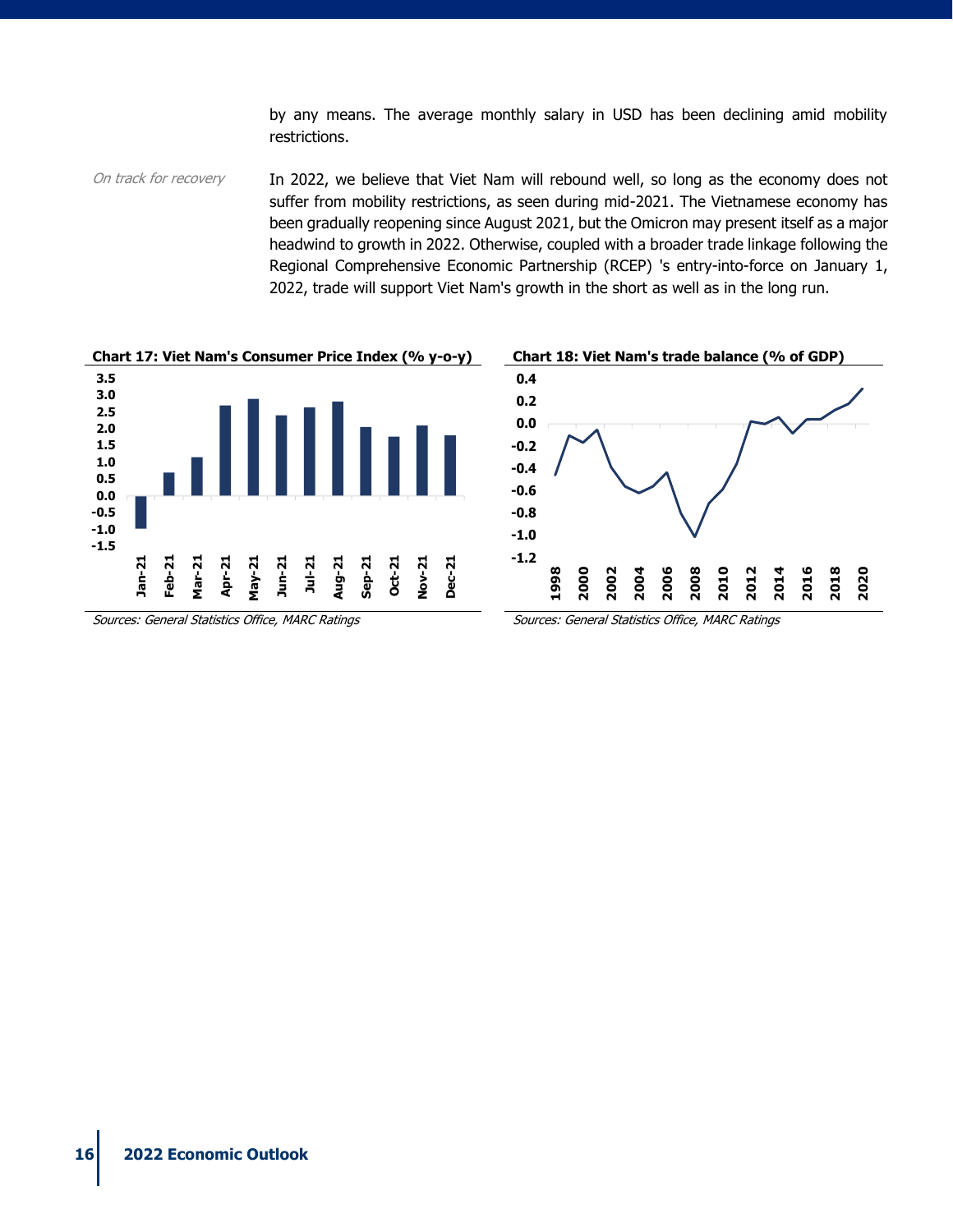by any means. The average monthly salary in USD has been declining amid mobility restrictions.

*On track for recovery*

In 2022, we believe that Viet Nam will rebound well, so long as the economy does not suffer from mobility restrictions, as seen during mid-2021. The Vietnamese economy has been gradually reopening since August 2021, but the Omicron may present itself as a major headwind to growth in 2022. Otherwise, coupled with a broader trade linkage following the Regional Comprehensive Economic Partnership (RCEP) 's entry-into-force on January 1, 2022, trade will support Viet Nam's growth in the short as well as in the long run.

**Chart 17: Viet Nam's Consumer Price Index (% y-o-y)**

*Sources: General Statistics Office, MARC Ratings*

**Chart 18: Viet Nam's trade balance (% of GDP)**

*Sources: General Statistics Office, MARC Ratings*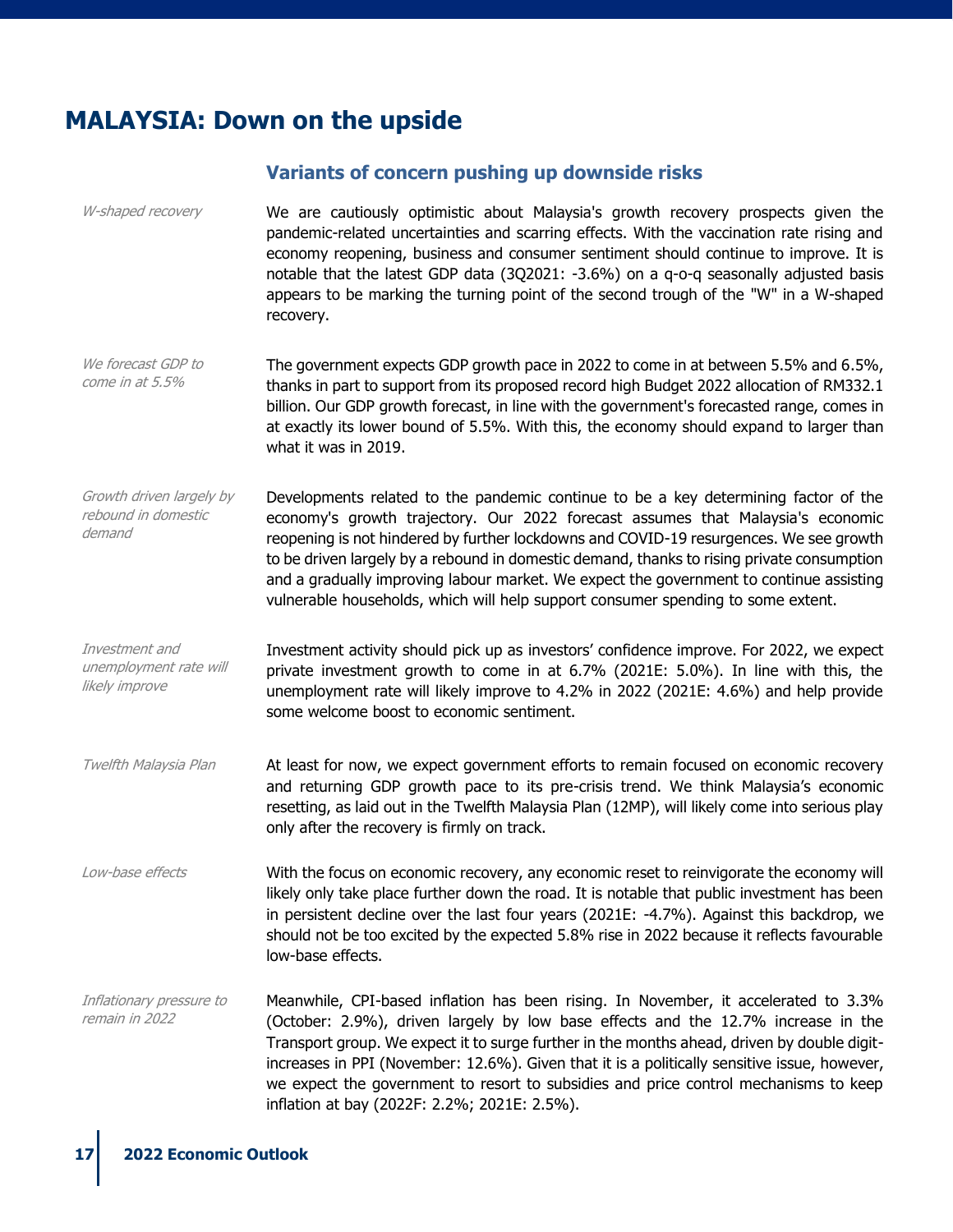# MALAYSIA: Down on the upside

## Variants of concern pushing up downside risks

*W-shaped recovery*

We are cautiously optimistic about Malaysia's growth recovery prospects given the pandemic-related uncertainties and scarring effects. With the vaccination rate rising and economy reopening, business and consumer sentiment should continue to improve. It is notable that the latest GDP data (3Q2021: -3.6%) on a q-o-q seasonally adjusted basis appears to be marking the turning point of the second trough of the "W" in a W-shaped recovery.

*We forecast GDP to come in at 5.5%*

The government expects GDP growth pace in 2022 to come in at between 5.5% and 6.5%, thanks in part to support from its proposed record high Budget 2022 allocation of RM332.1 billion. Our GDP growth forecast, in line with the government's forecasted range, comes in at exactly its lower bound of 5.5%. With this, the economy should expand to larger than what it was in 2019.

*Growth driven largely by rebound in domestic demand*

Developments related to the pandemic continue to be a key determining factor of the economy's growth trajectory. Our 2022 forecast assumes that Malaysia's economic reopening is not hindered by further lockdowns and COVID-19 resurgences. We see growth to be driven largely by a rebound in domestic demand, thanks to rising private consumption and a gradually improving labour market. We expect the government to continue assisting vulnerable households, which will help support consumer spending to some extent.

*Investment and unemployment rate will likely improve*

Investment activity should pick up as investors' confidence improve. For 2022, we expect private investment growth to come in at 6.7% (2021E: 5.0%). In line with this, the unemployment rate will likely improve to 4.2% in 2022 (2021E: 4.6%) and help provide some welcome boost to economic sentiment.

*Twelfth Malaysia Plan*

At least for now, we expect government efforts to remain focused on economic recovery and returning GDP growth pace to its pre-crisis trend. We think Malaysia's economic resetting, as laid out in the Twelfth Malaysia Plan (12MP), will likely come into serious play only after the recovery is firmly on track.

*Low-base effects*

With the focus on economic recovery, any economic reset to reinvigorate the economy will likely only take place further down the road. It is notable that public investment has been in persistent decline over the last four years (2021E: -4.7%). Against this backdrop, we should not be too excited by the expected 5.8% rise in 2022 because it reflects favourable low-base effects.

*Inflationary pressure to remain in 2022*

Meanwhile, CPI-based inflation has been rising. In November, it accelerated to 3.3% (October: 2.9%), driven largely by low base effects and the 12.7% increase in the Transport group. We expect it to surge further in the months ahead, driven by double digit-increases in PPI (November: 12.6%). Given that it is a politically sensitive issue, however, we expect the government to resort to subsidies and price control mechanisms to keep inflation at bay (2022F: 2.2%; 2021E: 2.5%).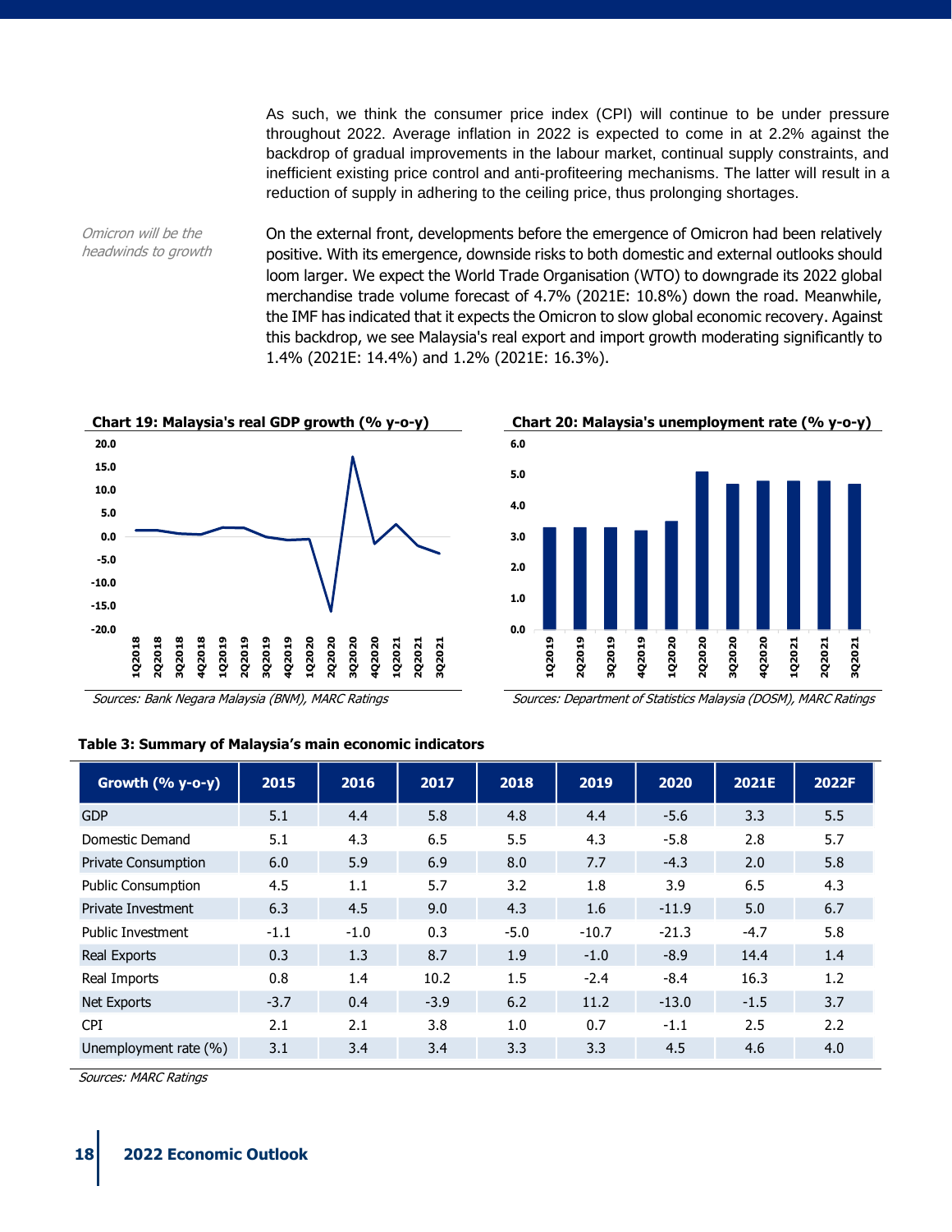As such, we think the consumer price index (CPI) will continue to be under pressure throughout 2022. Average inflation in 2022 is expected to come in at 2.2% against the backdrop of gradual improvements in the labour market, continual supply constraints, and inefficient existing price control and anti-profiteering mechanisms. The latter will result in a reduction of supply in adhering to the ceiling price, thus prolonging shortages.

*Omicron will be the headwinds to growth*

On the external front, developments before the emergence of Omicron had been relatively positive. With its emergence, downside risks to both domestic and external outlooks should loom larger. We expect the World Trade Organisation (WTO) to downgrade its 2022 global merchandise trade volume forecast of 4.7% (2021E: 10.8%) down the road. Meanwhile, the IMF has indicated that it expects the Omicron to slow global economic recovery. Against this backdrop, we see Malaysia's real export and import growth moderating significantly to 1.4% (2021E: 14.4%) and 1.2% (2021E: 16.3%).

**Chart 19: Malaysia's real GDP growth (% y-o-y)**

*Sources: Bank Negara Malaysia (BNM), MARC Ratings*

**Chart 20: Malaysia's unemployment rate (% y-o-y)**

*Sources: Department of Statistics Malaysia (DOSM), MARC Ratings*

**Table 3: Summary of Malaysia's main economic indicators**

| Growth (% y-o-y) | 2015 | 2016 | 2017 | 2018 | 2019 | 2020 | 2021E | 2022F |
|---|---|---|---|---|---|---|---|---|
| GDP | 5.1 | 4.4 | 5.8 | 4.8 | 4.4 | -5.6 | 3.3 | 5.5 |
| Domestic Demand | 5.1 | 4.3 | 6.5 | 5.5 | 4.3 | -5.8 | 2.8 | 5.7 |
| Private Consumption | 6.0 | 5.9 | 6.9 | 8.0 | 7.7 | -4.3 | 2.0 | 5.8 |
| Public Consumption | 4.5 | 1.1 | 5.7 | 3.2 | 1.8 | 3.9 | 6.5 | 4.3 |
| Private Investment | 6.3 | 4.5 | 9.0 | 4.3 | 1.6 | -11.9 | 5.0 | 6.7 |
| Public Investment | -1.1 | -1.0 | 0.3 | -5.0 | -10.7 | -21.3 | -4.7 | 5.8 |
| Real Exports | 0.3 | 1.3 | 8.7 | 1.9 | -1.0 | -8.9 | 14.4 | 1.4 |
| Real Imports | 0.8 | 1.4 | 10.2 | 1.5 | -2.4 | -8.4 | 16.3 | 1.2 |
| Net Exports | -3.7 | 0.4 | -3.9 | 6.2 | 11.2 | -13.0 | -1.5 | 3.7 |
| CPI | 2.1 | 2.1 | 3.8 | 1.0 | 0.7 | -1.1 | 2.5 | 2.2 |
| Unemployment rate (%) | 3.1 | 3.4 | 3.4 | 3.3 | 3.3 | 4.5 | 4.6 | 4.0 |

*Sources: MARC Ratings*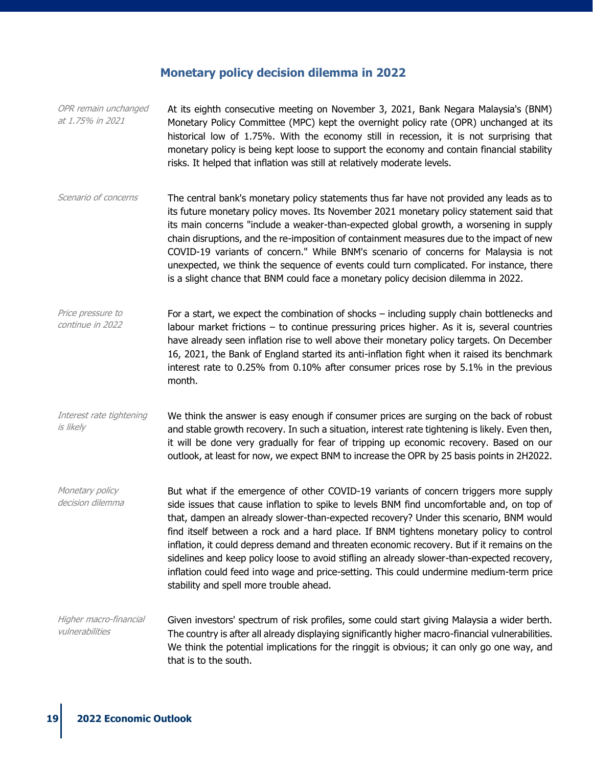## Monetary policy decision dilemma in 2022

*OPR remain unchanged at 1.75% in 2021*

At its eighth consecutive meeting on November 3, 2021, Bank Negara Malaysia's (BNM) Monetary Policy Committee (MPC) kept the overnight policy rate (OPR) unchanged at its historical low of 1.75%. With the economy still in recession, it is not surprising that monetary policy is being kept loose to support the economy and contain financial stability risks. It helped that inflation was still at relatively moderate levels.

*Scenario of concerns*

The central bank's monetary policy statements thus far have not provided any leads as to its future monetary policy moves. Its November 2021 monetary policy statement said that its main concerns "include a weaker-than-expected global growth, a worsening in supply chain disruptions, and the re-imposition of containment measures due to the impact of new COVID-19 variants of concern." While BNM's scenario of concerns for Malaysia is not unexpected, we think the sequence of events could turn complicated. For instance, there is a slight chance that BNM could face a monetary policy decision dilemma in 2022.

*Price pressure to continue in 2022*

For a start, we expect the combination of shocks – including supply chain bottlenecks and labour market frictions – to continue pressuring prices higher. As it is, several countries have already seen inflation rise to well above their monetary policy targets. On December 16, 2021, the Bank of England started its anti-inflation fight when it raised its benchmark interest rate to 0.25% from 0.10% after consumer prices rose by 5.1% in the previous month.

*Interest rate tightening is likely*

We think the answer is easy enough if consumer prices are surging on the back of robust and stable growth recovery. In such a situation, interest rate tightening is likely. Even then, it will be done very gradually for fear of tripping up economic recovery. Based on our outlook, at least for now, we expect BNM to increase the OPR by 25 basis points in 2H2022.

*Monetary policy decision dilemma*

But what if the emergence of other COVID-19 variants of concern triggers more supply side issues that cause inflation to spike to levels BNM find uncomfortable and, on top of that, dampen an already slower-than-expected recovery? Under this scenario, BNM would find itself between a rock and a hard place. If BNM tightens monetary policy to control inflation, it could depress demand and threaten economic recovery. But if it remains on the sidelines and keep policy loose to avoid stifling an already slower-than-expected recovery, inflation could feed into wage and price-setting. This could undermine medium-term price stability and spell more trouble ahead.

*Higher macro-financial vulnerabilities*

Given investors' spectrum of risk profiles, some could start giving Malaysia a wider berth. The country is after all already displaying significantly higher macro-financial vulnerabilities. We think the potential implications for the ringgit is obvious; it can only go one way, and that is to the south.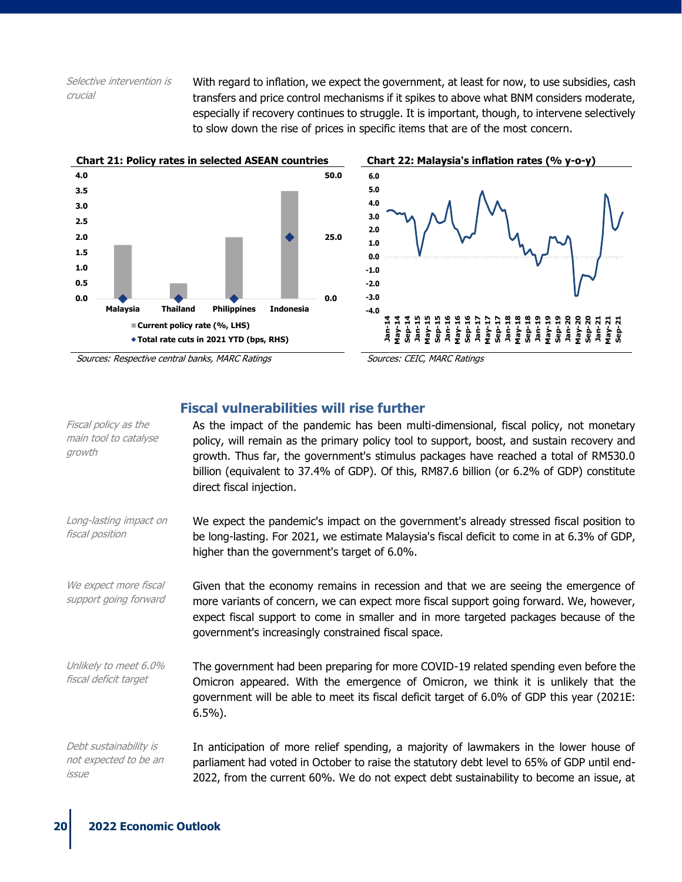*Selective intervention is crucial*

With regard to inflation, we expect the government, at least for now, to use subsidies, cash transfers and price control mechanisms if it spikes to above what BNM considers moderate, especially if recovery continues to struggle. It is important, though, to intervene selectively to slow down the rise of prices in specific items that are of the most concern.

**Chart 21: Policy rates in selected ASEAN countries**

*Sources: Respective central banks, MARC Ratings*

**Chart 22: Malaysia's inflation rates (% y-o-y)**

*Sources: CEIC, MARC Ratings*

## Fiscal vulnerabilities will rise further

*Fiscal policy as the main tool to catalyse growth*

As the impact of the pandemic has been multi-dimensional, fiscal policy, not monetary policy, will remain as the primary policy tool to support, boost, and sustain recovery and growth. Thus far, the government's stimulus packages have reached a total of RM530.0 billion (equivalent to 37.4% of GDP). Of this, RM87.6 billion (or 6.2% of GDP) constitute direct fiscal injection.

*Long-lasting impact on fiscal position*

We expect the pandemic's impact on the government's already stressed fiscal position to be long-lasting. For 2021, we estimate Malaysia's fiscal deficit to come in at 6.3% of GDP, higher than the government's target of 6.0%.

*We expect more fiscal support going forward*

Given that the economy remains in recession and that we are seeing the emergence of more variants of concern, we can expect more fiscal support going forward. We, however, expect fiscal support to come in smaller and in more targeted packages because of the government's increasingly constrained fiscal space.

*Unlikely to meet 6.0% fiscal deficit target*

The government had been preparing for more COVID-19 related spending even before the Omicron appeared. With the emergence of Omicron, we think it is unlikely that the government will be able to meet its fiscal deficit target of 6.0% of GDP this year (2021E: 6.5%).

*Debt sustainability is not expected to be an issue*

In anticipation of more relief spending, a majority of lawmakers in the lower house of parliament had voted in October to raise the statutory debt level to 65% of GDP until end-2022, from the current 60%. We do not expect debt sustainability to become an issue, at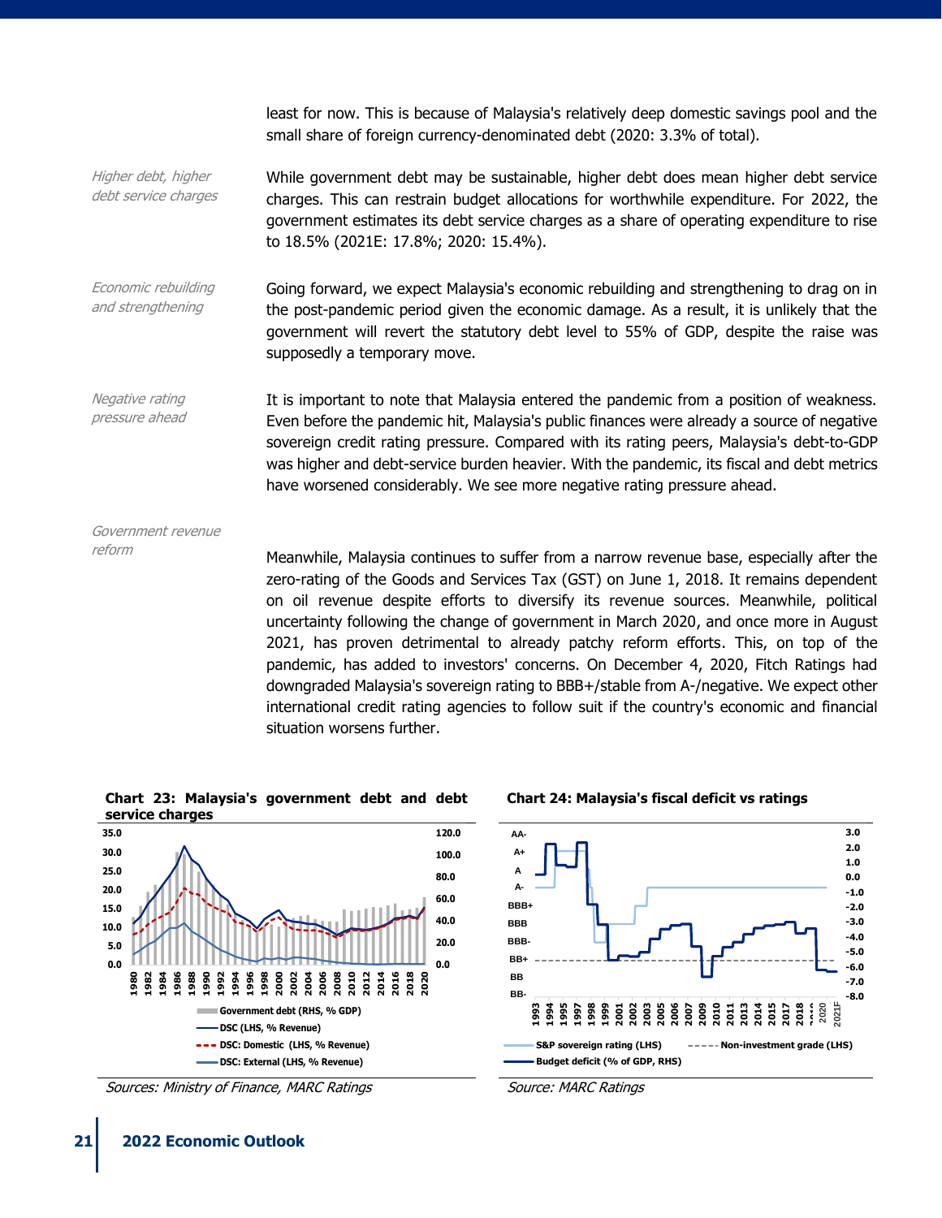least for now. This is because of Malaysia's relatively deep domestic savings pool and the small share of foreign currency-denominated debt (2020: 3.3% of total).

*Higher debt, higher debt service charges*

While government debt may be sustainable, higher debt does mean higher debt service charges. This can restrain budget allocations for worthwhile expenditure. For 2022, the government estimates its debt service charges as a share of operating expenditure to rise to 18.5% (2021E: 17.8%; 2020: 15.4%).

*Economic rebuilding and strengthening*

Going forward, we expect Malaysia's economic rebuilding and strengthening to drag on in the post-pandemic period given the economic damage. As a result, it is unlikely that the government will revert the statutory debt level to 55% of GDP, despite the raise was supposedly a temporary move.

*Negative rating pressure ahead*

It is important to note that Malaysia entered the pandemic from a position of weakness. Even before the pandemic hit, Malaysia's public finances were already a source of negative sovereign credit rating pressure. Compared with its rating peers, Malaysia's debt-to-GDP was higher and debt-service burden heavier. With the pandemic, its fiscal and debt metrics have worsened considerably. We see more negative rating pressure ahead.

*Government revenue reform*

Meanwhile, Malaysia continues to suffer from a narrow revenue base, especially after the zero-rating of the Goods and Services Tax (GST) on June 1, 2018. It remains dependent on oil revenue despite efforts to diversify its revenue sources. Meanwhile, political uncertainty following the change of government in March 2020, and once more in August 2021, has proven detrimental to already patchy reform efforts. This, on top of the pandemic, has added to investors' concerns. On December 4, 2020, Fitch Ratings had downgraded Malaysia's sovereign rating to BBB+/stable from A-/negative. We expect other international credit rating agencies to follow suit if the country's economic and financial situation worsens further.

**Chart 23: Malaysia's government debt and debt service charges**

Sources: Ministry of Finance, MARC Ratings

**Chart 24: Malaysia's fiscal deficit vs ratings**

Source: MARC Ratings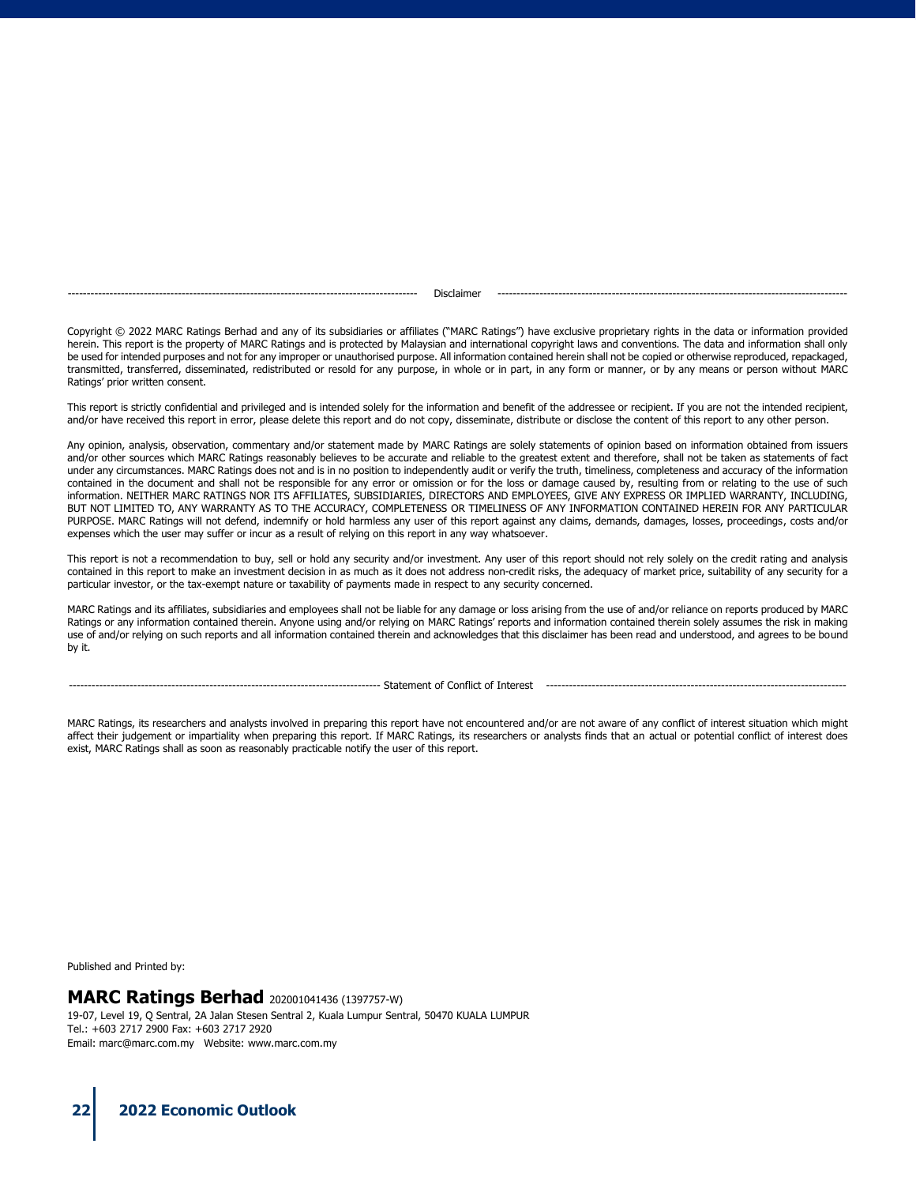## Disclaimer

Copyright © 2022 MARC Ratings Berhad and any of its subsidiaries or affiliates ("MARC Ratings") have exclusive proprietary rights in the data or information provided herein. This report is the property of MARC Ratings and is protected by Malaysian and international copyright laws and conventions. The data and information shall only be used for intended purposes and not for any improper or unauthorised purpose. All information contained herein shall not be copied or otherwise reproduced, repackaged, transmitted, transferred, disseminated, redistributed or resold for any purpose, in whole or in part, in any form or manner, or by any means or person without MARC Ratings' prior written consent.

This report is strictly confidential and privileged and is intended solely for the information and benefit of the addressee or recipient. If you are not the intended recipient, and/or have received this report in error, please delete this report and do not copy, disseminate, distribute or disclose the content of this report to any other person.

Any opinion, analysis, observation, commentary and/or statement made by MARC Ratings are solely statements of opinion based on information obtained from issuers and/or other sources which MARC Ratings reasonably believes to be accurate and reliable to the greatest extent and therefore, shall not be taken as statements of fact under any circumstances. MARC Ratings does not and is in no position to independently audit or verify the truth, timeliness, completeness and accuracy of the information contained in the document and shall not be responsible for any error or omission or for the loss or damage caused by, resulting from or relating to the use of such information. NEITHER MARC RATINGS NOR ITS AFFILIATES, SUBSIDIARIES, DIRECTORS AND EMPLOYEES, GIVE ANY EXPRESS OR IMPLIED WARRANTY, INCLUDING, BUT NOT LIMITED TO, ANY WARRANTY AS TO THE ACCURACY, COMPLETENESS OR TIMELINESS OF ANY INFORMATION CONTAINED HEREIN FOR ANY PARTICULAR PURPOSE. MARC Ratings will not defend, indemnify or hold harmless any user of this report against any claims, demands, damages, losses, proceedings, costs and/or expenses which the user may suffer or incur as a result of relying on this report in any way whatsoever.

This report is not a recommendation to buy, sell or hold any security and/or investment. Any user of this report should not rely solely on the credit rating and analysis contained in this report to make an investment decision in as much as it does not address non-credit risks, the adequacy of market price, suitability of any security for a particular investor, or the tax-exempt nature or taxability of payments made in respect to any security concerned.

MARC Ratings and its affiliates, subsidiaries and employees shall not be liable for any damage or loss arising from the use of and/or reliance on reports produced by MARC Ratings or any information contained therein. Anyone using and/or relying on MARC Ratings' reports and information contained therein solely assumes the risk in making use of and/or relying on such reports and all information contained therein and acknowledges that this disclaimer has been read and understood, and agrees to be bound by it.

## Statement of Conflict of Interest

MARC Ratings, its researchers and analysts involved in preparing this report have not encountered and/or are not aware of any conflict of interest situation which might affect their judgement or impartiality when preparing this report. If MARC Ratings, its researchers or analysts finds that an actual or potential conflict of interest does exist, MARC Ratings shall as soon as reasonably practicable notify the user of this report.

Published and Printed by:

**MARC Ratings Berhad** 202001041436 (1397757-W)

19-07, Level 19, Q Sentral, 2A Jalan Stesen Sentral 2, Kuala Lumpur Sentral, 50470 KUALA LUMPUR
Tel.: +603 2717 2900 Fax: +603 2717 2920
Email: marc@marc.com.my Website: www.marc.com.my